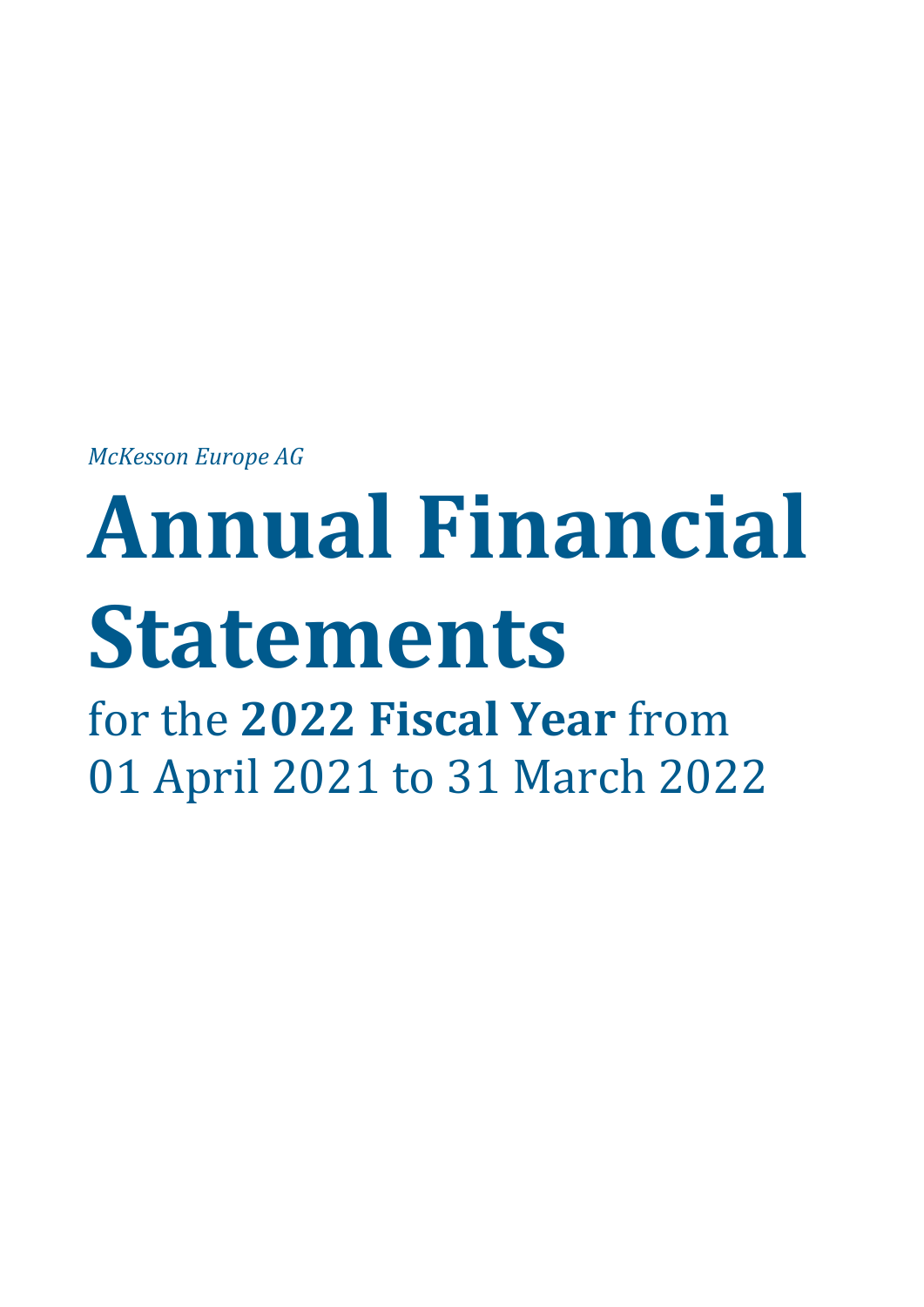*McKesson Europe AG*

# Annual Financial Statements

for the **2022 Fiscal Year** from 01 April 2021 to 31 March 2022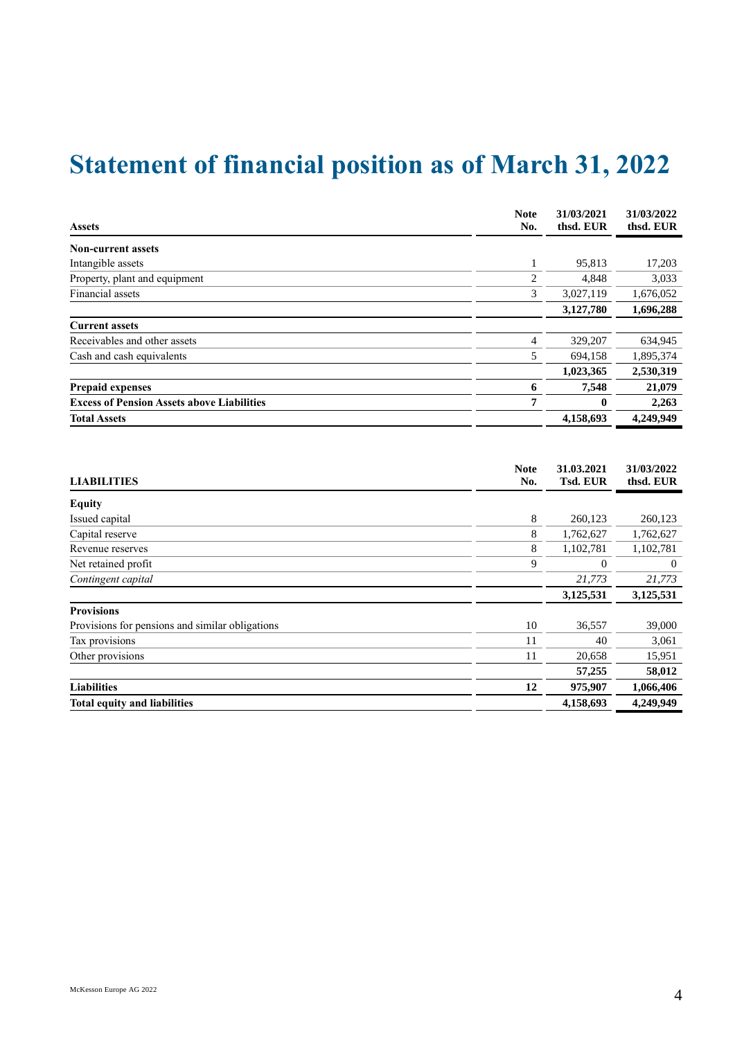# Statement of financial position as of March 31, 2022

| Assets | Note No. | 31/03/2021 thsd. EUR | 31/03/2022 thsd. EUR |
|---|---|---|---|
| **Non-current assets** | | | |
| Intangible assets | 1 | 95,813 | 17,203 |
| Property, plant and equipment | 2 | 4,848 | 3,033 |
| Financial assets | 3 | 3,027,119 | 1,676,052 |
| | | **3,127,780** | **1,696,288** |
| **Current assets** | | | |
| Receivables and other assets | 4 | 329,207 | 634,945 |
| Cash and cash equivalents | 5 | 694,158 | 1,895,374 |
| | | **1,023,365** | **2,530,319** |
| **Prepaid expenses** | **6** | **7,548** | **21,079** |
| **Excess of Pension Assets above Liabilities** | **7** | **0** | **2,263** |
| **Total Assets** | | **4,158,693** | **4,249,949** |

| LIABILITIES | Note No. | 31.03.2021 Tsd. EUR | 31/03/2022 thsd. EUR |
|---|---|---|---|
| **Equity** | | | |
| Issued capital | 8 | 260,123 | 260,123 |
| Capital reserve | 8 | 1,762,627 | 1,762,627 |
| Revenue reserves | 8 | 1,102,781 | 1,102,781 |
| Net retained profit | 9 | 0 | 0 |
| *Contingent capital* | | *21,773* | *21,773* |
| | | **3,125,531** | **3,125,531** |
| **Provisions** | | | |
| Provisions for pensions and similar obligations | 10 | 36,557 | 39,000 |
| Tax provisions | 11 | 40 | 3,061 |
| Other provisions | 11 | 20,658 | 15,951 |
| | | **57,255** | **58,012** |
| **Liabilities** | **12** | **975,907** | **1,066,406** |
| **Total equity and liabilities** | | **4,158,693** | **4,249,949** |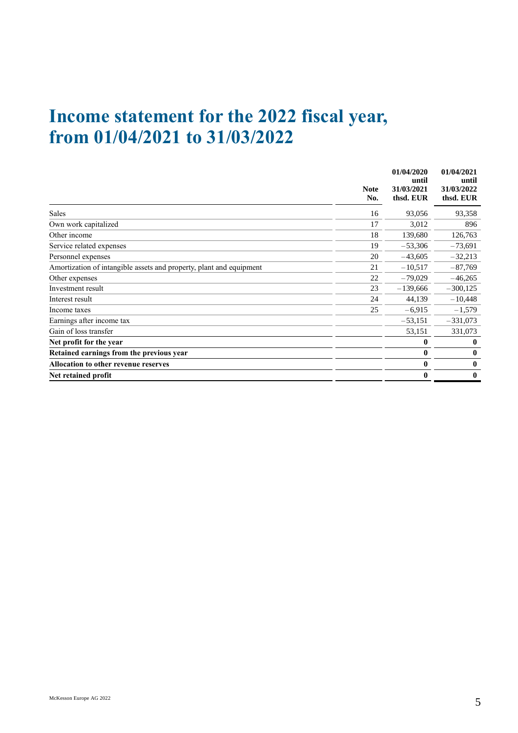# Income statement for the 2022 fiscal year, from 01/04/2021 to 31/03/2022

| | Note No. | 01/04/2020 until 31/03/2021 thsd. EUR | 01/04/2021 until 31/03/2022 thsd. EUR |
|---|---|---|---|
| Sales | 16 | 93,056 | 93,358 |
| Own work capitalized | 17 | 3,012 | 896 |
| Other income | 18 | 139,680 | 126,763 |
| Service related expenses | 19 | −53,306 | −73,691 |
| Personnel expenses | 20 | −43,605 | −32,213 |
| Amortization of intangible assets and property, plant and equipment | 21 | −10,517 | −87,769 |
| Other expenses | 22 | −79,029 | −46,265 |
| Investment result | 23 | −139,666 | −300,125 |
| Interest result | 24 | 44,139 | −10,448 |
| Income taxes | 25 | −6,915 | −1,579 |
| Earnings after income tax | | −53,151 | −331,073 |
| Gain of loss transfer | | 53,151 | 331,073 |
| **Net profit for the year** | | **0** | **0** |
| **Retained earnings from the previous year** | | **0** | **0** |
| **Allocation to other revenue reserves** | | **0** | **0** |
| **Net retained profit** | | **0** | **0** |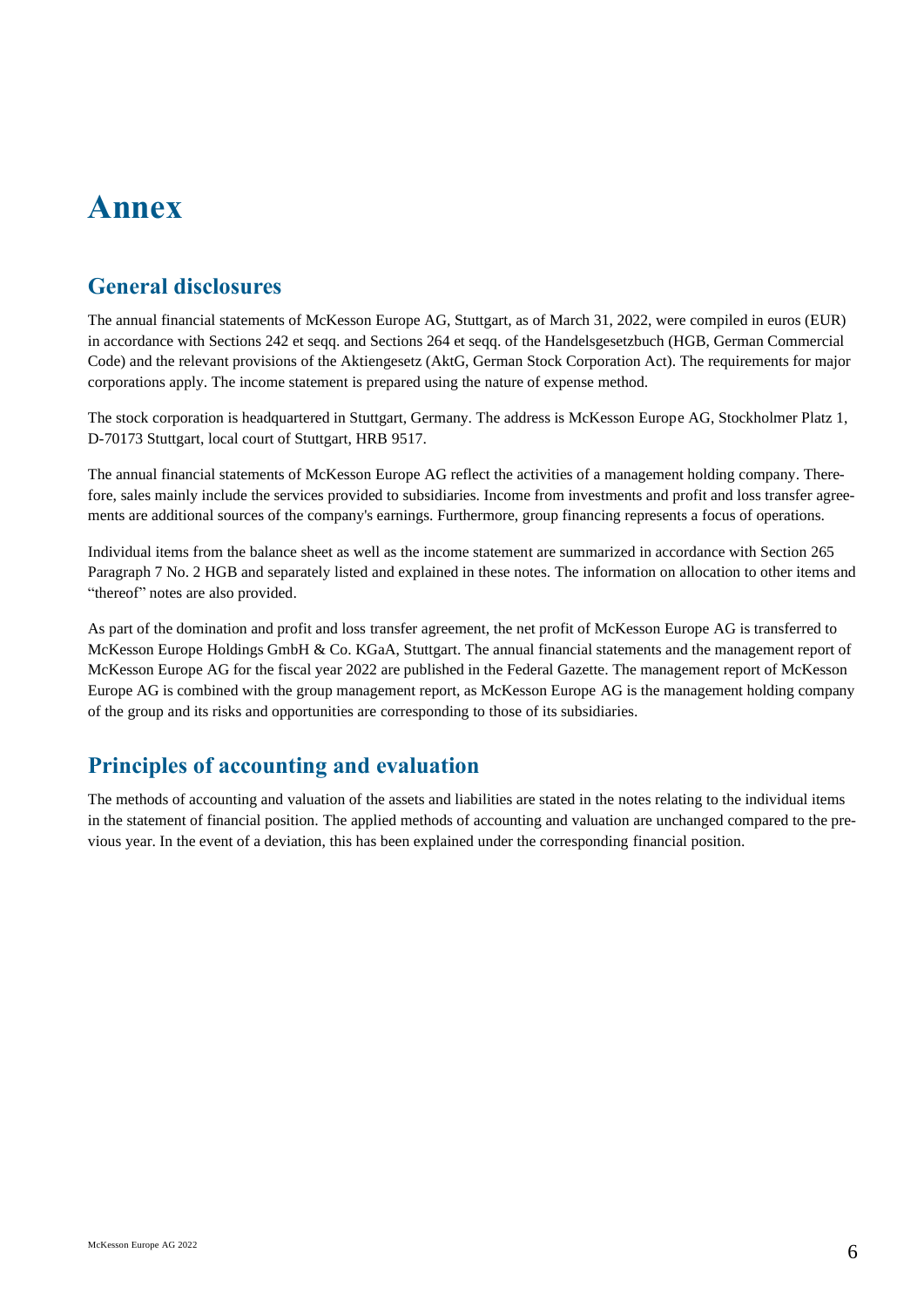# Annex

## General disclosures

The annual financial statements of McKesson Europe AG, Stuttgart, as of March 31, 2022, were compiled in euros (EUR) in accordance with Sections 242 et seqq. and Sections 264 et seqq. of the Handelsgesetzbuch (HGB, German Commercial Code) and the relevant provisions of the Aktiengesetz (AktG, German Stock Corporation Act). The requirements for major corporations apply. The income statement is prepared using the nature of expense method.

The stock corporation is headquartered in Stuttgart, Germany. The address is McKesson Europe AG, Stockholmer Platz 1, D-70173 Stuttgart, local court of Stuttgart, HRB 9517.

The annual financial statements of McKesson Europe AG reflect the activities of a management holding company. Therefore, sales mainly include the services provided to subsidiaries. Income from investments and profit and loss transfer agreements are additional sources of the company's earnings. Furthermore, group financing represents a focus of operations.

Individual items from the balance sheet as well as the income statement are summarized in accordance with Section 265 Paragraph 7 No. 2 HGB and separately listed and explained in these notes. The information on allocation to other items and "thereof" notes are also provided.

As part of the domination and profit and loss transfer agreement, the net profit of McKesson Europe AG is transferred to McKesson Europe Holdings GmbH & Co. KGaA, Stuttgart. The annual financial statements and the management report of McKesson Europe AG for the fiscal year 2022 are published in the Federal Gazette. The management report of McKesson Europe AG is combined with the group management report, as McKesson Europe AG is the management holding company of the group and its risks and opportunities are corresponding to those of its subsidiaries.

## Principles of accounting and evaluation

The methods of accounting and valuation of the assets and liabilities are stated in the notes relating to the individual items in the statement of financial position. The applied methods of accounting and valuation are unchanged compared to the previous year. In the event of a deviation, this has been explained under the corresponding financial position.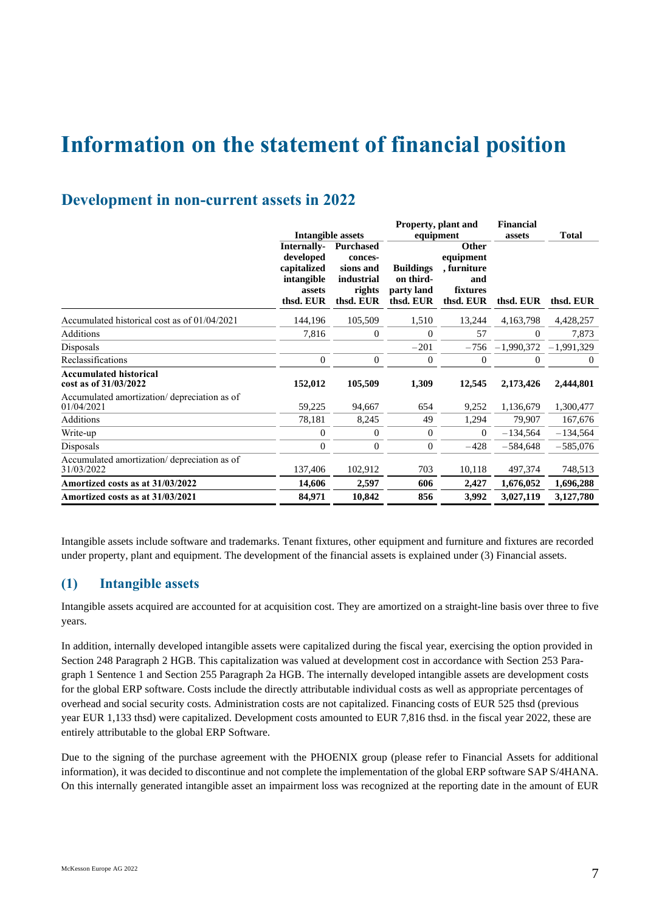# Information on the statement of financial position

## Development in non-current assets in 2022

| | Intangible assets | | Property, plant and equipment | | Financial assets | Total |
|---|---|---|---|---|---|---|
| | Internally-developed capitalized intangible assets thsd. EUR | Purchased conces-sions and industrial rights thsd. EUR | Buildings on third-party land thsd. EUR | Other equipment, furniture and fixtures thsd. EUR | thsd. EUR | thsd. EUR |
| Accumulated historical cost as of 01/04/2021 | 144,196 | 105,509 | 1,510 | 13,244 | 4,163,798 | 4,428,257 |
| Additions | 7,816 | 0 | 0 | 57 | 0 | 7,873 |
| Disposals | | | −201 | −756 | −1,990,372 | −1,991,329 |
| Reclassifications | 0 | 0 | 0 | 0 | 0 | 0 |
| **Accumulated historical cost as of 31/03/2022** | **152,012** | **105,509** | **1,309** | **12,545** | **2,173,426** | **2,444,801** |
| Accumulated amortization/ depreciation as of 01/04/2021 | 59,225 | 94,667 | 654 | 9,252 | 1,136,679 | 1,300,477 |
| Additions | 78,181 | 8,245 | 49 | 1,294 | 79,907 | 167,676 |
| Write-up | 0 | 0 | 0 | 0 | −134,564 | −134,564 |
| Disposals | 0 | 0 | 0 | −428 | −584,648 | −585,076 |
| Accumulated amortization/ depreciation as of 31/03/2022 | 137,406 | 102,912 | 703 | 10,118 | 497,374 | 748,513 |
| **Amortized costs as at 31/03/2022** | **14,606** | **2,597** | **606** | **2,427** | **1,676,052** | **1,696,288** |
| **Amortized costs as at 31/03/2021** | **84,971** | **10,842** | **856** | **3,992** | **3,027,119** | **3,127,780** |

Intangible assets include software and trademarks. Tenant fixtures, other equipment and furniture and fixtures are recorded under property, plant and equipment. The development of the financial assets is explained under (3) Financial assets.

### (1) Intangible assets

Intangible assets acquired are accounted for at acquisition cost. They are amortized on a straight-line basis over three to five years.

In addition, internally developed intangible assets were capitalized during the fiscal year, exercising the option provided in Section 248 Paragraph 2 HGB. This capitalization was valued at development cost in accordance with Section 253 Paragraph 1 Sentence 1 and Section 255 Paragraph 2a HGB. The internally developed intangible assets are development costs for the global ERP software. Costs include the directly attributable individual costs as well as appropriate percentages of overhead and social security costs. Administration costs are not capitalized. Financing costs of EUR 525 thsd (previous year EUR 1,133 thsd) were capitalized. Development costs amounted to EUR 7,816 thsd. in the fiscal year 2022, these are entirely attributable to the global ERP Software.

Due to the signing of the purchase agreement with the PHOENIX group (please refer to Financial Assets for additional information), it was decided to discontinue and not complete the implementation of the global ERP software SAP S/4HANA. On this internally generated intangible asset an impairment loss was recognized at the reporting date in the amount of EUR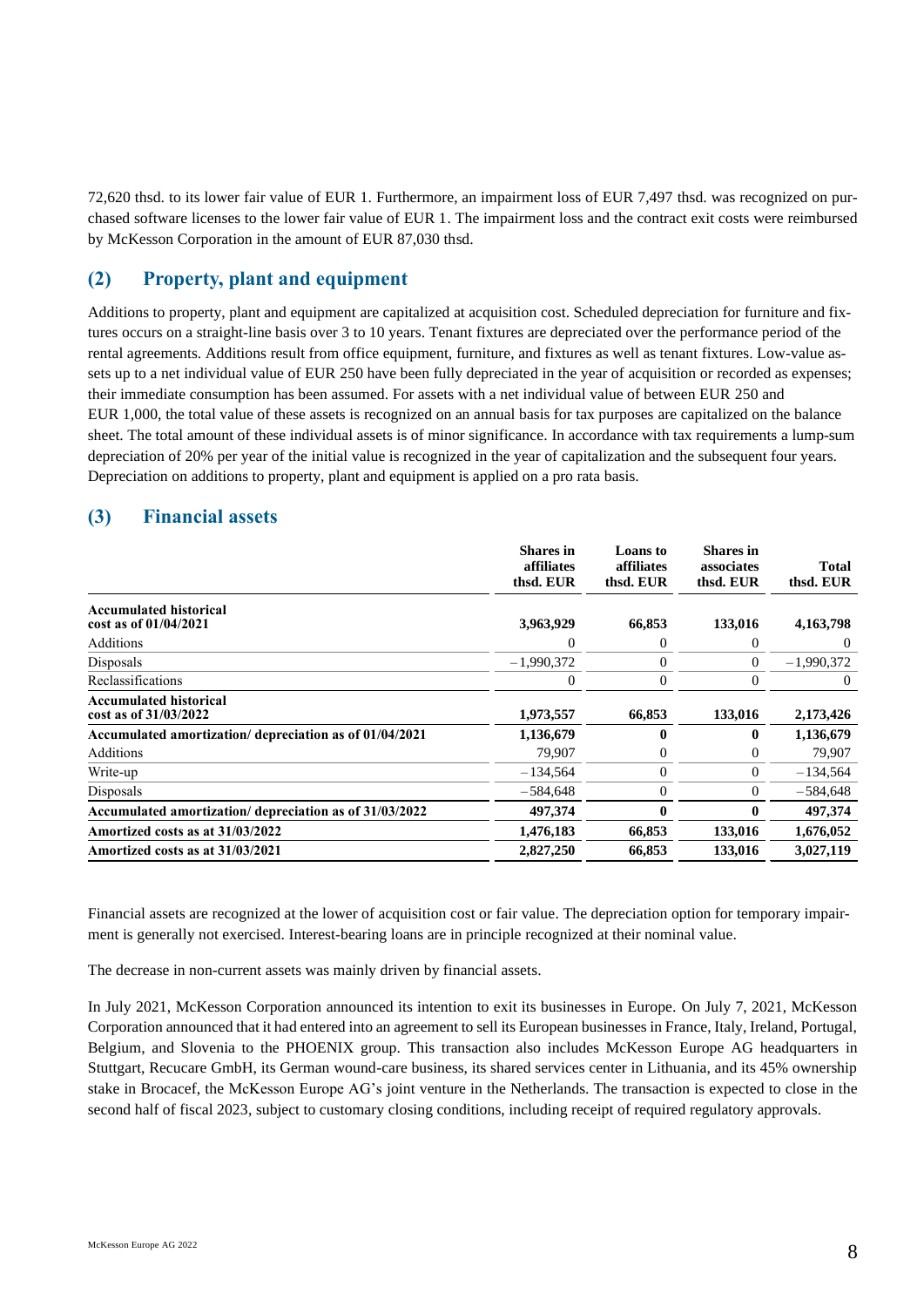72,620 thsd. to its lower fair value of EUR 1. Furthermore, an impairment loss of EUR 7,497 thsd. was recognized on purchased software licenses to the lower fair value of EUR 1. The impairment loss and the contract exit costs were reimbursed by McKesson Corporation in the amount of EUR 87,030 thsd.

## (2) Property, plant and equipment

Additions to property, plant and equipment are capitalized at acquisition cost. Scheduled depreciation for furniture and fixtures occurs on a straight-line basis over 3 to 10 years. Tenant fixtures are depreciated over the performance period of the rental agreements. Additions result from office equipment, furniture, and fixtures as well as tenant fixtures. Low-value assets up to a net individual value of EUR 250 have been fully depreciated in the year of acquisition or recorded as expenses; their immediate consumption has been assumed. For assets with a net individual value of between EUR 250 and EUR 1,000, the total value of these assets is recognized on an annual basis for tax purposes are capitalized on the balance sheet. The total amount of these individual assets is of minor significance. In accordance with tax requirements a lump-sum depreciation of 20% per year of the initial value is recognized in the year of capitalization and the subsequent four years. Depreciation on additions to property, plant and equipment is applied on a pro rata basis.

## (3) Financial assets

| | Shares in affiliates thsd. EUR | Loans to affiliates thsd. EUR | Shares in associates thsd. EUR | Total thsd. EUR |
|---|---|---|---|---|
| **Accumulated historical cost as of 01/04/2021** | **3,963,929** | **66,853** | **133,016** | **4,163,798** |
| Additions | 0 | 0 | 0 | 0 |
| Disposals | −1,990,372 | 0 | 0 | −1,990,372 |
| Reclassifications | 0 | 0 | 0 | 0 |
| **Accumulated historical cost as of 31/03/2022** | **1,973,557** | **66,853** | **133,016** | **2,173,426** |
| **Accumulated amortization/ depreciation as of 01/04/2021** | **1,136,679** | **0** | **0** | **1,136,679** |
| Additions | 79,907 | 0 | 0 | 79,907 |
| Write-up | −134,564 | 0 | 0 | −134,564 |
| Disposals | −584,648 | 0 | 0 | −584,648 |
| **Accumulated amortization/ depreciation as of 31/03/2022** | **497,374** | **0** | **0** | **497,374** |
| **Amortized costs as at 31/03/2022** | **1,476,183** | **66,853** | **133,016** | **1,676,052** |
| **Amortized costs as at 31/03/2021** | **2,827,250** | **66,853** | **133,016** | **3,027,119** |

Financial assets are recognized at the lower of acquisition cost or fair value. The depreciation option for temporary impairment is generally not exercised. Interest-bearing loans are in principle recognized at their nominal value.

The decrease in non-current assets was mainly driven by financial assets.

In July 2021, McKesson Corporation announced its intention to exit its businesses in Europe. On July 7, 2021, McKesson Corporation announced that it had entered into an agreement to sell its European businesses in France, Italy, Ireland, Portugal, Belgium, and Slovenia to the PHOENIX group. This transaction also includes McKesson Europe AG headquarters in Stuttgart, Recucare GmbH, its German wound-care business, its shared services center in Lithuania, and its 45% ownership stake in Brocacef, the McKesson Europe AG's joint venture in the Netherlands. The transaction is expected to close in the second half of fiscal 2023, subject to customary closing conditions, including receipt of required regulatory approvals.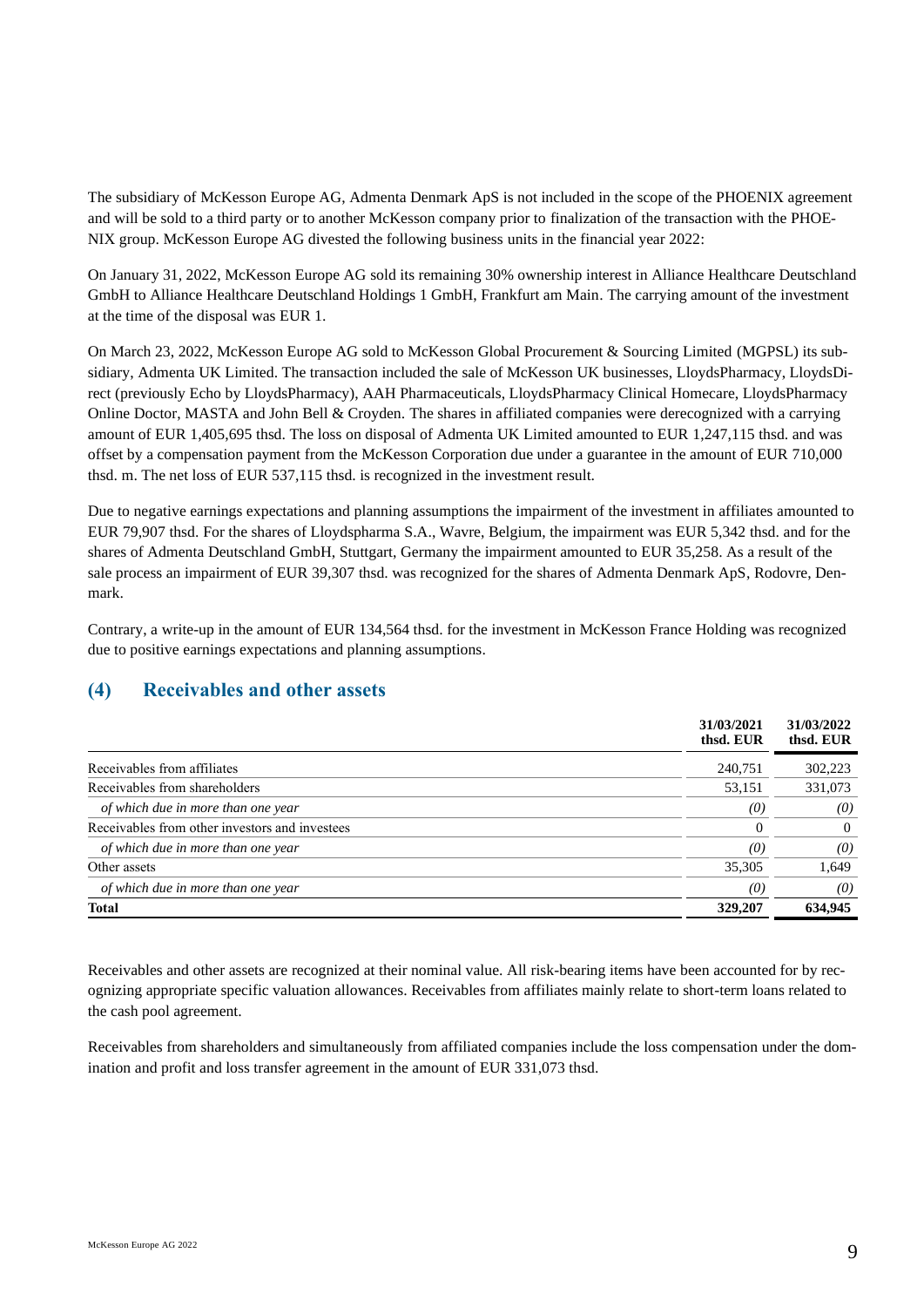The subsidiary of McKesson Europe AG, Admenta Denmark ApS is not included in the scope of the PHOENIX agreement and will be sold to a third party or to another McKesson company prior to finalization of the transaction with the PHOENIX group. McKesson Europe AG divested the following business units in the financial year 2022:

On January 31, 2022, McKesson Europe AG sold its remaining 30% ownership interest in Alliance Healthcare Deutschland GmbH to Alliance Healthcare Deutschland Holdings 1 GmbH, Frankfurt am Main. The carrying amount of the investment at the time of the disposal was EUR 1.

On March 23, 2022, McKesson Europe AG sold to McKesson Global Procurement & Sourcing Limited (MGPSL) its subsidiary, Admenta UK Limited. The transaction included the sale of McKesson UK businesses, LloydsPharmacy, LloydsDirect (previously Echo by LloydsPharmacy), AAH Pharmaceuticals, LloydsPharmacy Clinical Homecare, LloydsPharmacy Online Doctor, MASTA and John Bell & Croyden. The shares in affiliated companies were derecognized with a carrying amount of EUR 1,405,695 thsd. The loss on disposal of Admenta UK Limited amounted to EUR 1,247,115 thsd. and was offset by a compensation payment from the McKesson Corporation due under a guarantee in the amount of EUR 710,000 thsd. m. The net loss of EUR 537,115 thsd. is recognized in the investment result.

Due to negative earnings expectations and planning assumptions the impairment of the investment in affiliates amounted to EUR 79,907 thsd. For the shares of Lloydspharma S.A., Wavre, Belgium, the impairment was EUR 5,342 thsd. and for the shares of Admenta Deutschland GmbH, Stuttgart, Germany the impairment amounted to EUR 35,258. As a result of the sale process an impairment of EUR 39,307 thsd. was recognized for the shares of Admenta Denmark ApS, Rodovre, Denmark.

Contrary, a write-up in the amount of EUR 134,564 thsd. for the investment in McKesson France Holding was recognized due to positive earnings expectations and planning assumptions.

## (4) Receivables and other assets

| | 31/03/2021 thsd. EUR | 31/03/2022 thsd. EUR |
|---|---|---|
| Receivables from affiliates | 240,751 | 302,223 |
| Receivables from shareholders | 53,151 | 331,073 |
| *of which due in more than one year* | *(0)* | *(0)* |
| Receivables from other investors and investees | 0 | 0 |
| *of which due in more than one year* | *(0)* | *(0)* |
| Other assets | 35,305 | 1,649 |
| *of which due in more than one year* | *(0)* | *(0)* |
| **Total** | **329,207** | **634,945** |

Receivables and other assets are recognized at their nominal value. All risk-bearing items have been accounted for by recognizing appropriate specific valuation allowances. Receivables from affiliates mainly relate to short-term loans related to the cash pool agreement.

Receivables from shareholders and simultaneously from affiliated companies include the loss compensation under the domination and profit and loss transfer agreement in the amount of EUR 331,073 thsd.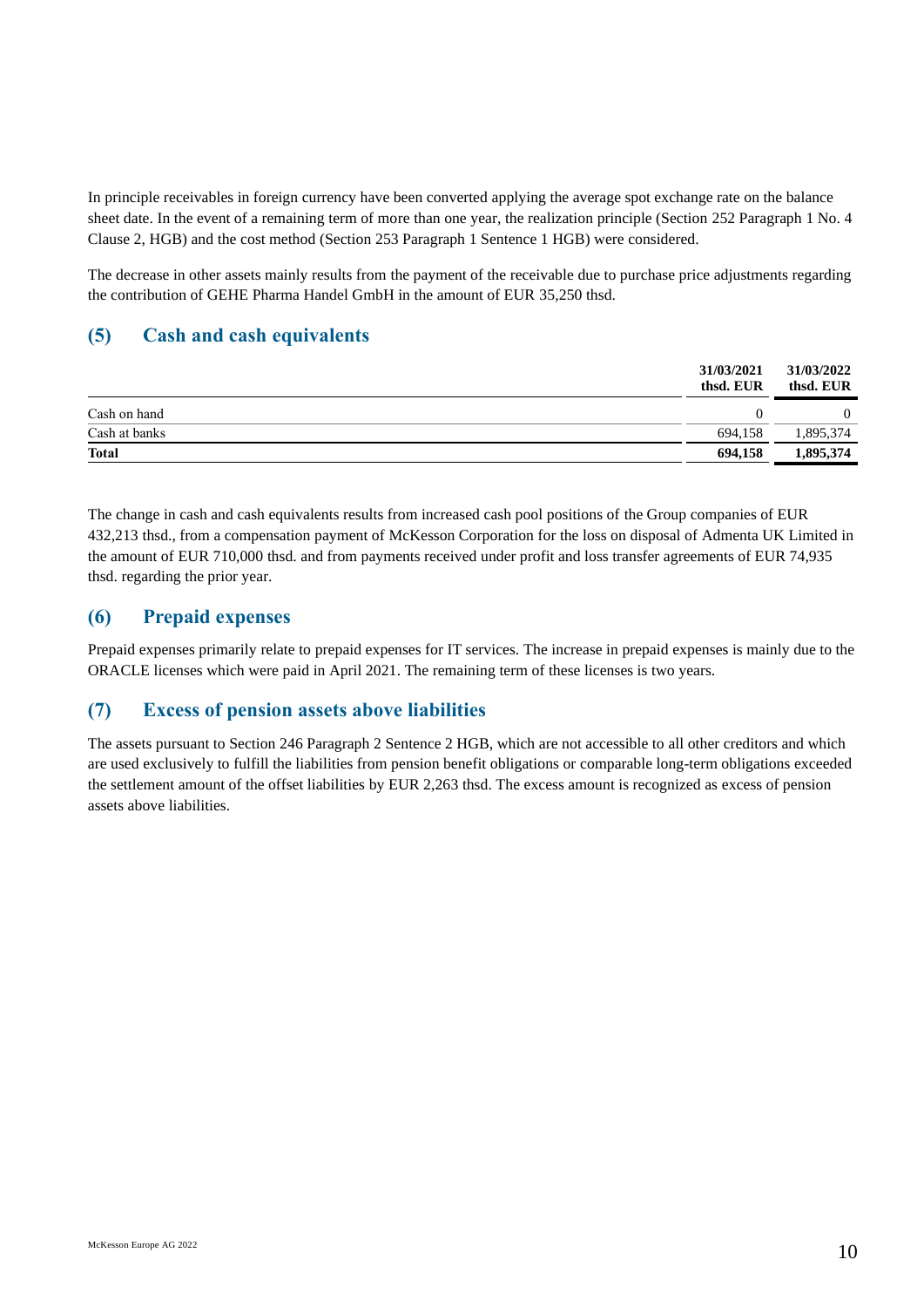In principle receivables in foreign currency have been converted applying the average spot exchange rate on the balance sheet date. In the event of a remaining term of more than one year, the realization principle (Section 252 Paragraph 1 No. 4 Clause 2, HGB) and the cost method (Section 253 Paragraph 1 Sentence 1 HGB) were considered.

The decrease in other assets mainly results from the payment of the receivable due to purchase price adjustments regarding the contribution of GEHE Pharma Handel GmbH in the amount of EUR 35,250 thsd.

## (5) Cash and cash equivalents

| | 31/03/2021 thsd. EUR | 31/03/2022 thsd. EUR |
|---|---|---|
| Cash on hand | 0 | 0 |
| Cash at banks | 694,158 | 1,895,374 |
| **Total** | **694,158** | **1,895,374** |

The change in cash and cash equivalents results from increased cash pool positions of the Group companies of EUR 432,213 thsd., from a compensation payment of McKesson Corporation for the loss on disposal of Admenta UK Limited in the amount of EUR 710,000 thsd. and from payments received under profit and loss transfer agreements of EUR 74,935 thsd. regarding the prior year.

## (6) Prepaid expenses

Prepaid expenses primarily relate to prepaid expenses for IT services. The increase in prepaid expenses is mainly due to the ORACLE licenses which were paid in April 2021. The remaining term of these licenses is two years.

## (7) Excess of pension assets above liabilities

The assets pursuant to Section 246 Paragraph 2 Sentence 2 HGB, which are not accessible to all other creditors and which are used exclusively to fulfill the liabilities from pension benefit obligations or comparable long-term obligations exceeded the settlement amount of the offset liabilities by EUR 2,263 thsd. The excess amount is recognized as excess of pension assets above liabilities.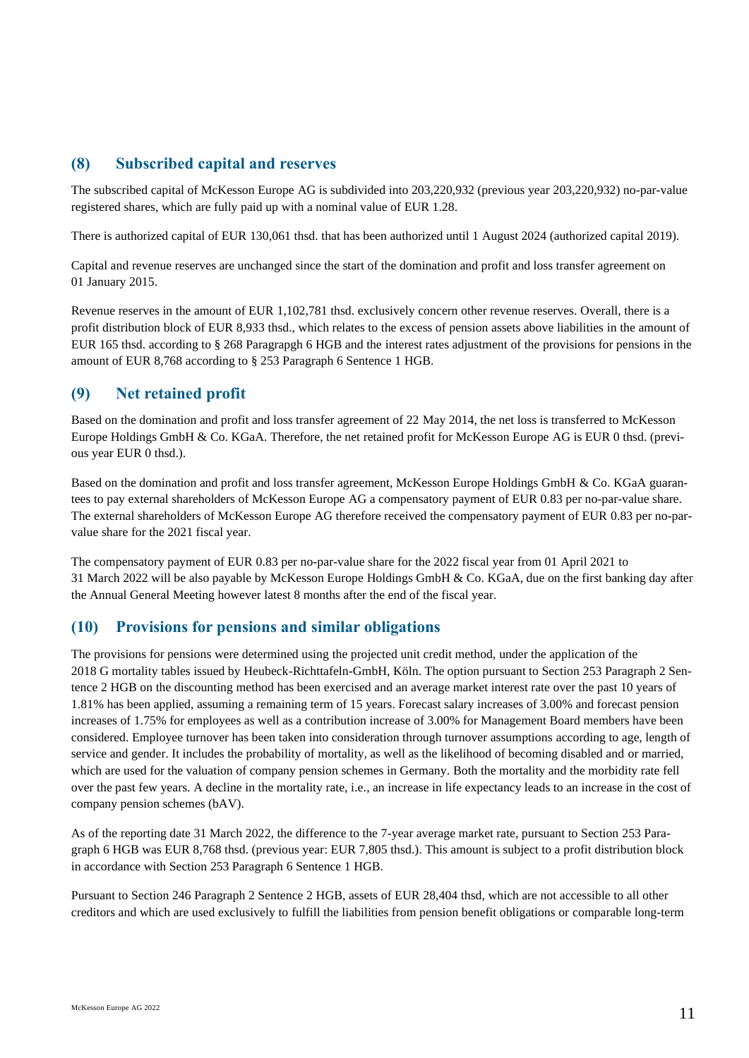## (8) Subscribed capital and reserves

The subscribed capital of McKesson Europe AG is subdivided into 203,220,932 (previous year 203,220,932) no-par-value registered shares, which are fully paid up with a nominal value of EUR 1.28.

There is authorized capital of EUR 130,061 thsd. that has been authorized until 1 August 2024 (authorized capital 2019).

Capital and revenue reserves are unchanged since the start of the domination and profit and loss transfer agreement on 01 January 2015.

Revenue reserves in the amount of EUR 1,102,781 thsd. exclusively concern other revenue reserves. Overall, there is a profit distribution block of EUR 8,933 thsd., which relates to the excess of pension assets above liabilities in the amount of EUR 165 thsd. according to § 268 Paragrapgh 6 HGB and the interest rates adjustment of the provisions for pensions in the amount of EUR 8,768 according to § 253 Paragraph 6 Sentence 1 HGB.

## (9) Net retained profit

Based on the domination and profit and loss transfer agreement of 22 May 2014, the net loss is transferred to McKesson Europe Holdings GmbH & Co. KGaA. Therefore, the net retained profit for McKesson Europe AG is EUR 0 thsd. (previous year EUR 0 thsd.).

Based on the domination and profit and loss transfer agreement, McKesson Europe Holdings GmbH & Co. KGaA guarantees to pay external shareholders of McKesson Europe AG a compensatory payment of EUR 0.83 per no-par-value share. The external shareholders of McKesson Europe AG therefore received the compensatory payment of EUR 0.83 per no-par-value share for the 2021 fiscal year.

The compensatory payment of EUR 0.83 per no-par-value share for the 2022 fiscal year from 01 April 2021 to 31 March 2022 will be also payable by McKesson Europe Holdings GmbH & Co. KGaA, due on the first banking day after the Annual General Meeting however latest 8 months after the end of the fiscal year.

## (10) Provisions for pensions and similar obligations

The provisions for pensions were determined using the projected unit credit method, under the application of the 2018 G mortality tables issued by Heubeck-Richttafeln-GmbH, Köln. The option pursuant to Section 253 Paragraph 2 Sentence 2 HGB on the discounting method has been exercised and an average market interest rate over the past 10 years of 1.81% has been applied, assuming a remaining term of 15 years. Forecast salary increases of 3.00% and forecast pension increases of 1.75% for employees as well as a contribution increase of 3.00% for Management Board members have been considered. Employee turnover has been taken into consideration through turnover assumptions according to age, length of service and gender. It includes the probability of mortality, as well as the likelihood of becoming disabled and or married, which are used for the valuation of company pension schemes in Germany. Both the mortality and the morbidity rate fell over the past few years. A decline in the mortality rate, i.e., an increase in life expectancy leads to an increase in the cost of company pension schemes (bAV).

As of the reporting date 31 March 2022, the difference to the 7-year average market rate, pursuant to Section 253 Paragraph 6 HGB was EUR 8,768 thsd. (previous year: EUR 7,805 thsd.). This amount is subject to a profit distribution block in accordance with Section 253 Paragraph 6 Sentence 1 HGB.

Pursuant to Section 246 Paragraph 2 Sentence 2 HGB, assets of EUR 28,404 thsd, which are not accessible to all other creditors and which are used exclusively to fulfill the liabilities from pension benefit obligations or comparable long-term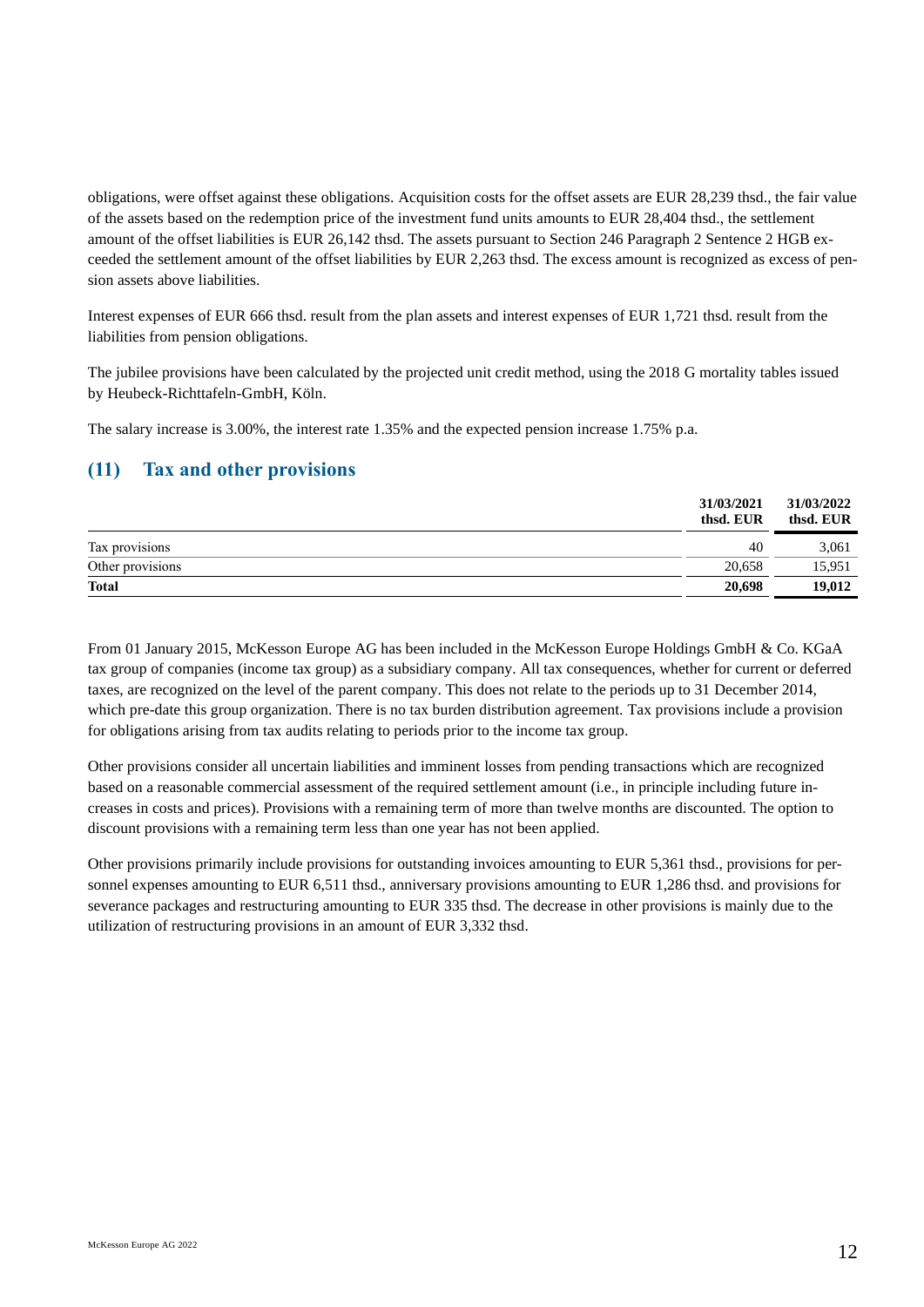obligations, were offset against these obligations. Acquisition costs for the offset assets are EUR 28,239 thsd., the fair value of the assets based on the redemption price of the investment fund units amounts to EUR 28,404 thsd., the settlement amount of the offset liabilities is EUR 26,142 thsd. The assets pursuant to Section 246 Paragraph 2 Sentence 2 HGB exceeded the settlement amount of the offset liabilities by EUR 2,263 thsd. The excess amount is recognized as excess of pension assets above liabilities.

Interest expenses of EUR 666 thsd. result from the plan assets and interest expenses of EUR 1,721 thsd. result from the liabilities from pension obligations.

The jubilee provisions have been calculated by the projected unit credit method, using the 2018 G mortality tables issued by Heubeck-Richttafeln-GmbH, Köln.

The salary increase is 3.00%, the interest rate 1.35% and the expected pension increase 1.75% p.a.

## (11) Tax and other provisions

| | 31/03/2021 thsd. EUR | 31/03/2022 thsd. EUR |
|---|---|---|
| Tax provisions | 40 | 3,061 |
| Other provisions | 20,658 | 15,951 |
| **Total** | **20,698** | **19,012** |

From 01 January 2015, McKesson Europe AG has been included in the McKesson Europe Holdings GmbH & Co. KGaA tax group of companies (income tax group) as a subsidiary company. All tax consequences, whether for current or deferred taxes, are recognized on the level of the parent company. This does not relate to the periods up to 31 December 2014, which pre-date this group organization. There is no tax burden distribution agreement. Tax provisions include a provision for obligations arising from tax audits relating to periods prior to the income tax group.

Other provisions consider all uncertain liabilities and imminent losses from pending transactions which are recognized based on a reasonable commercial assessment of the required settlement amount (i.e., in principle including future increases in costs and prices). Provisions with a remaining term of more than twelve months are discounted. The option to discount provisions with a remaining term less than one year has not been applied.

Other provisions primarily include provisions for outstanding invoices amounting to EUR 5,361 thsd., provisions for personnel expenses amounting to EUR 6,511 thsd., anniversary provisions amounting to EUR 1,286 thsd. and provisions for severance packages and restructuring amounting to EUR 335 thsd. The decrease in other provisions is mainly due to the utilization of restructuring provisions in an amount of EUR 3,332 thsd.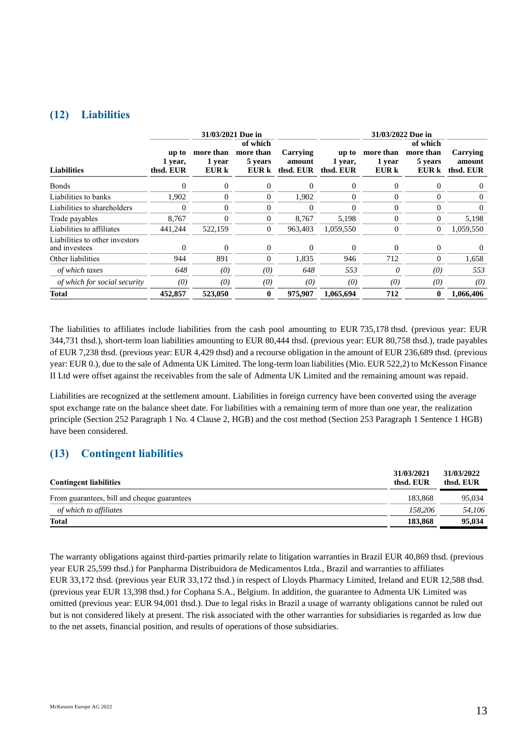## (12) Liabilities

| Liabilities | 31/03/2021 Due in up to 1 year, thsd. EUR | more than 1 year EUR k | of which more than 5 years EUR k | Carrying amount thsd. EUR | 31/03/2022 Due in up to 1 year, thsd. EUR | more than 1 year EUR k | of which more than 5 years EUR k | Carrying amount thsd. EUR |
|---|---|---|---|---|---|---|---|---|
| Bonds | 0 | 0 | 0 | 0 | 0 | 0 | 0 | 0 |
| Liabilities to banks | 1,902 | 0 | 0 | 1,902 | 0 | 0 | 0 | 0 |
| Liabilities to shareholders | 0 | 0 | 0 | 0 | 0 | 0 | 0 | 0 |
| Trade payables | 8,767 | 0 | 0 | 8,767 | 5,198 | 0 | 0 | 5,198 |
| Liabilities to affiliates | 441,244 | 522,159 | 0 | 963,403 | 1,059,550 | 0 | 0 | 1,059,550 |
| Liabilities to other investors and investees | 0 | 0 | 0 | 0 | 0 | 0 | 0 | 0 |
| Other liabilities | 944 | 891 | 0 | 1,835 | 946 | 712 | 0 | 1,658 |
| *of which taxes* | *648* | *(0)* | *(0)* | *648* | *553* | *0* | *(0)* | *553* |
| *of which for social security* | *(0)* | *(0)* | *(0)* | *(0)* | *(0)* | *(0)* | *(0)* | *(0)* |
| **Total** | **452,857** | **523,050** | **0** | **975,907** | **1,065,694** | **712** | **0** | **1,066,406** |

The liabilities to affiliates include liabilities from the cash pool amounting to EUR 735,178 thsd. (previous year: EUR 344,731 thsd.), short-term loan liabilities amounting to EUR 80,444 thsd. (previous year: EUR 80,758 thsd.), trade payables of EUR 7,238 thsd. (previous year: EUR 4,429 thsd) and a recourse obligation in the amount of EUR 236,689 thsd. (previous year: EUR 0.), due to the sale of Admenta UK Limited. The long-term loan liabilities (Mio. EUR 522,2) to McKesson Finance II Ltd were offset against the receivables from the sale of Admenta UK Limited and the remaining amount was repaid.

Liabilities are recognized at the settlement amount. Liabilities in foreign currency have been converted using the average spot exchange rate on the balance sheet date. For liabilities with a remaining term of more than one year, the realization principle (Section 252 Paragraph 1 No. 4 Clause 2, HGB) and the cost method (Section 253 Paragraph 1 Sentence 1 HGB) have been considered.

## (13) Contingent liabilities

| Contingent liabilities | 31/03/2021 thsd. EUR | 31/03/2022 thsd. EUR |
|---|---|---|
| From guarantees, bill and cheque guarantees | 183,868 | 95,034 |
| *of which to affiliates* | *158,206* | *54,106* |
| **Total** | **183,868** | **95,034** |

The warranty obligations against third-parties primarily relate to litigation warranties in Brazil EUR 40,869 thsd. (previous year EUR 25,599 thsd.) for Panpharma Distribuidora de Medicamentos Ltda., Brazil and warranties to affiliates EUR 33,172 thsd. (previous year EUR 33,172 thsd.) in respect of Lloyds Pharmacy Limited, Ireland and EUR 12,588 thsd. (previous year EUR 13,398 thsd.) for Cophana S.A., Belgium. In addition, the guarantee to Admenta UK Limited was omitted (previous year: EUR 94,001 thsd.). Due to legal risks in Brazil a usage of warranty obligations cannot be ruled out but is not considered likely at present. The risk associated with the other warranties for subsidiaries is regarded as low due to the net assets, financial position, and results of operations of those subsidiaries.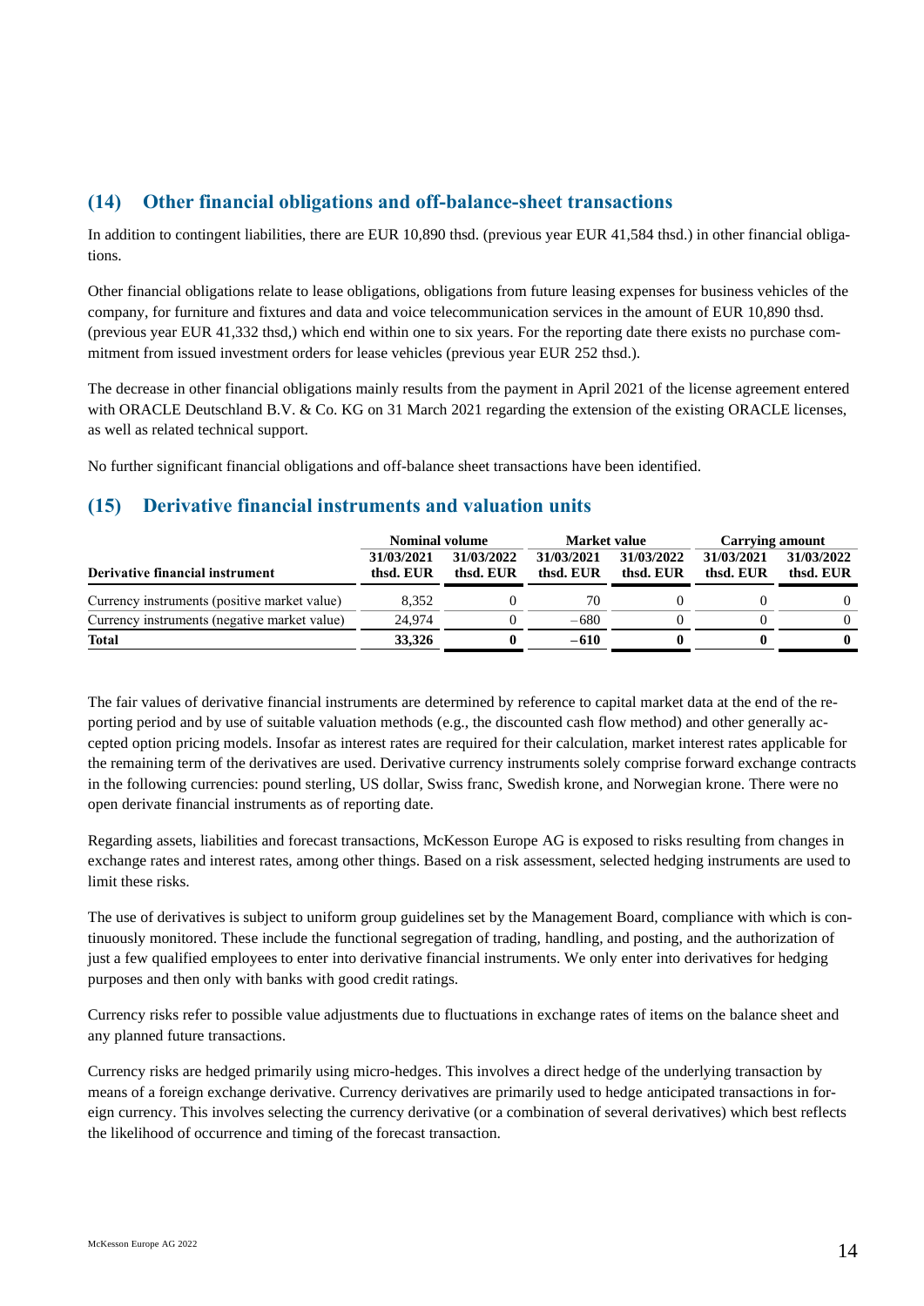## (14) Other financial obligations and off-balance-sheet transactions

In addition to contingent liabilities, there are EUR 10,890 thsd. (previous year EUR 41,584 thsd.) in other financial obligations.

Other financial obligations relate to lease obligations, obligations from future leasing expenses for business vehicles of the company, for furniture and fixtures and data and voice telecommunication services in the amount of EUR 10,890 thsd. (previous year EUR 41,332 thsd,) which end within one to six years. For the reporting date there exists no purchase commitment from issued investment orders for lease vehicles (previous year EUR 252 thsd.).

The decrease in other financial obligations mainly results from the payment in April 2021 of the license agreement entered with ORACLE Deutschland B.V. & Co. KG on 31 March 2021 regarding the extension of the existing ORACLE licenses, as well as related technical support.

No further significant financial obligations and off-balance sheet transactions have been identified.

## (15) Derivative financial instruments and valuation units

| | Nominal volume | | Market value | | Carrying amount | |
|---|---|---|---|---|---|---|
| **Derivative financial instrument** | **31/03/2021 thsd. EUR** | **31/03/2022 thsd. EUR** | **31/03/2021 thsd. EUR** | **31/03/2022 thsd. EUR** | **31/03/2021 thsd. EUR** | **31/03/2022 thsd. EUR** |
| Currency instruments (positive market value) | 8,352 | 0 | 70 | 0 | 0 | 0 |
| Currency instruments (negative market value) | 24,974 | 0 | −680 | 0 | 0 | 0 |
| **Total** | **33,326** | **0** | **−610** | **0** | **0** | **0** |

The fair values of derivative financial instruments are determined by reference to capital market data at the end of the reporting period and by use of suitable valuation methods (e.g., the discounted cash flow method) and other generally accepted option pricing models. Insofar as interest rates are required for their calculation, market interest rates applicable for the remaining term of the derivatives are used. Derivative currency instruments solely comprise forward exchange contracts in the following currencies: pound sterling, US dollar, Swiss franc, Swedish krone, and Norwegian krone. There were no open derivate financial instruments as of reporting date.

Regarding assets, liabilities and forecast transactions, McKesson Europe AG is exposed to risks resulting from changes in exchange rates and interest rates, among other things. Based on a risk assessment, selected hedging instruments are used to limit these risks.

The use of derivatives is subject to uniform group guidelines set by the Management Board, compliance with which is continuously monitored. These include the functional segregation of trading, handling, and posting, and the authorization of just a few qualified employees to enter into derivative financial instruments. We only enter into derivatives for hedging purposes and then only with banks with good credit ratings.

Currency risks refer to possible value adjustments due to fluctuations in exchange rates of items on the balance sheet and any planned future transactions.

Currency risks are hedged primarily using micro-hedges. This involves a direct hedge of the underlying transaction by means of a foreign exchange derivative. Currency derivatives are primarily used to hedge anticipated transactions in foreign currency. This involves selecting the currency derivative (or a combination of several derivatives) which best reflects the likelihood of occurrence and timing of the forecast transaction.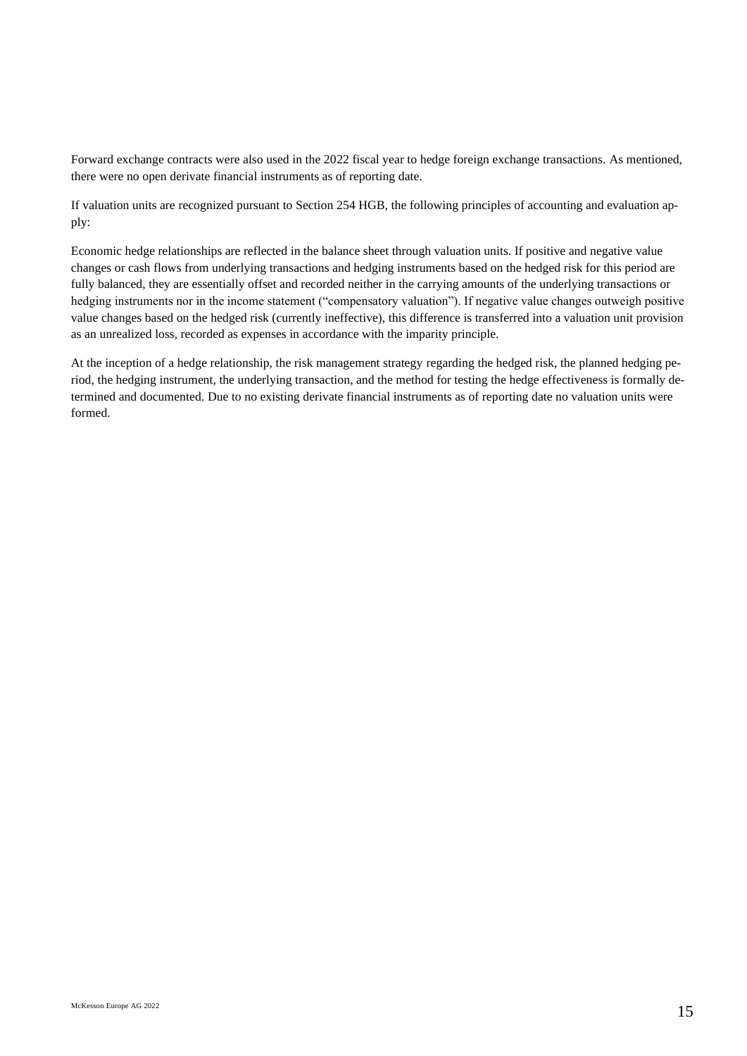Forward exchange contracts were also used in the 2022 fiscal year to hedge foreign exchange transactions. As mentioned, there were no open derivate financial instruments as of reporting date.

If valuation units are recognized pursuant to Section 254 HGB, the following principles of accounting and evaluation apply:

Economic hedge relationships are reflected in the balance sheet through valuation units. If positive and negative value changes or cash flows from underlying transactions and hedging instruments based on the hedged risk for this period are fully balanced, they are essentially offset and recorded neither in the carrying amounts of the underlying transactions or hedging instruments nor in the income statement ("compensatory valuation"). If negative value changes outweigh positive value changes based on the hedged risk (currently ineffective), this difference is transferred into a valuation unit provision as an unrealized loss, recorded as expenses in accordance with the imparity principle.

At the inception of a hedge relationship, the risk management strategy regarding the hedged risk, the planned hedging period, the hedging instrument, the underlying transaction, and the method for testing the hedge effectiveness is formally determined and documented. Due to no existing derivate financial instruments as of reporting date no valuation units were formed.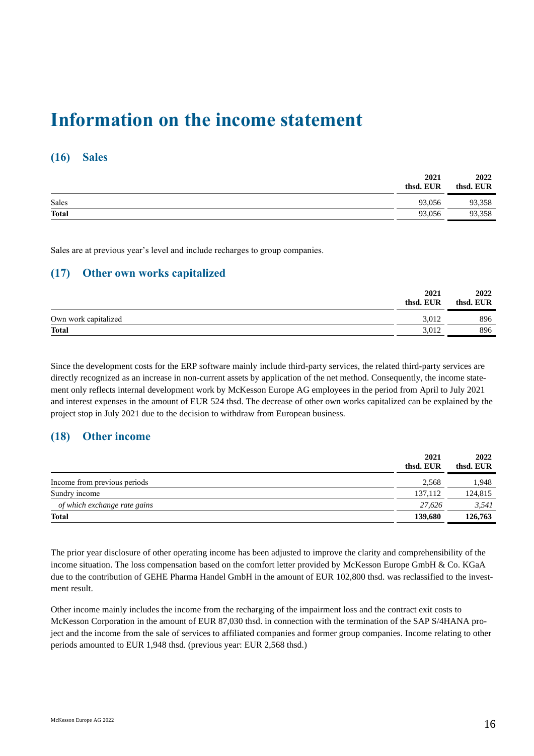# Information on the income statement

## (16) Sales

| | 2021 thsd. EUR | 2022 thsd. EUR |
|---|---|---|
| Sales | 93,056 | 93,358 |
| **Total** | 93,056 | 93,358 |

Sales are at previous year's level and include recharges to group companies.

## (17) Other own works capitalized

| | 2021 thsd. EUR | 2022 thsd. EUR |
|---|---|---|
| Own work capitalized | 3,012 | 896 |
| **Total** | 3,012 | 896 |

Since the development costs for the ERP software mainly include third-party services, the related third-party services are directly recognized as an increase in non-current assets by application of the net method. Consequently, the income statement only reflects internal development work by McKesson Europe AG employees in the period from April to July 2021 and interest expenses in the amount of EUR 524 thsd. The decrease of other own works capitalized can be explained by the project stop in July 2021 due to the decision to withdraw from European business.

## (18) Other income

| | 2021 thsd. EUR | 2022 thsd. EUR |
|---|---|---|
| Income from previous periods | 2,568 | 1,948 |
| Sundry income | 137,112 | 124,815 |
| *of which exchange rate gains* | *27,626* | *3,541* |
| **Total** | **139,680** | **126,763** |

The prior year disclosure of other operating income has been adjusted to improve the clarity and comprehensibility of the income situation. The loss compensation based on the comfort letter provided by McKesson Europe GmbH & Co. KGaA due to the contribution of GEHE Pharma Handel GmbH in the amount of EUR 102,800 thsd. was reclassified to the investment result.

Other income mainly includes the income from the recharging of the impairment loss and the contract exit costs to McKesson Corporation in the amount of EUR 87,030 thsd. in connection with the termination of the SAP S/4HANA project and the income from the sale of services to affiliated companies and former group companies. Income relating to other periods amounted to EUR 1,948 thsd. (previous year: EUR 2,568 thsd.)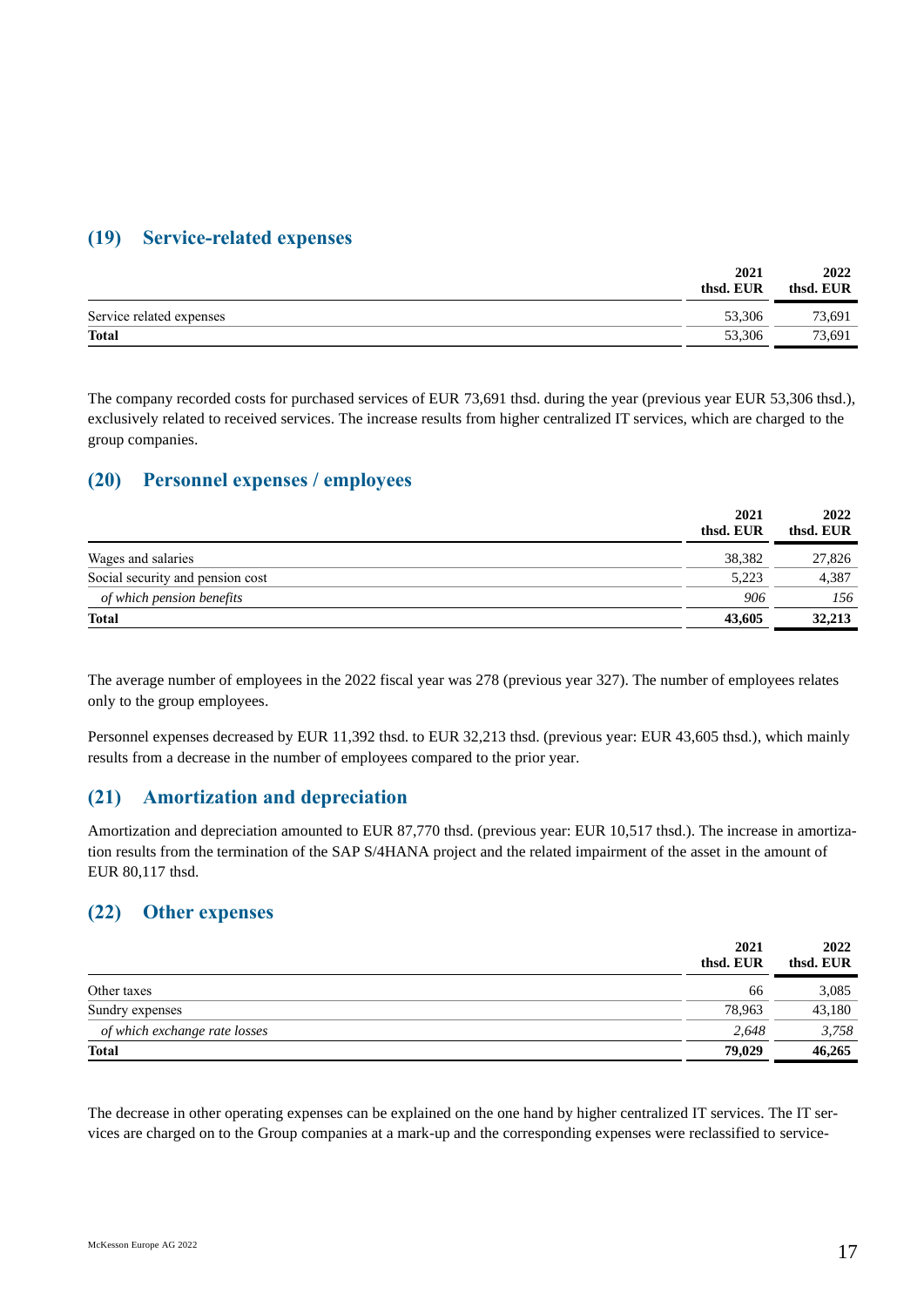## (19) Service-related expenses

| | 2021 thsd. EUR | 2022 thsd. EUR |
|---|---|---|
| Service related expenses | 53,306 | 73,691 |
| **Total** | 53,306 | 73,691 |

The company recorded costs for purchased services of EUR 73,691 thsd. during the year (previous year EUR 53,306 thsd.), exclusively related to received services. The increase results from higher centralized IT services, which are charged to the group companies.

## (20) Personnel expenses / employees

| | 2021 thsd. EUR | 2022 thsd. EUR |
|---|---|---|
| Wages and salaries | 38,382 | 27,826 |
| Social security and pension cost | 5,223 | 4,387 |
| *of which pension benefits* | *906* | *156* |
| **Total** | **43,605** | **32,213** |

The average number of employees in the 2022 fiscal year was 278 (previous year 327). The number of employees relates only to the group employees.

Personnel expenses decreased by EUR 11,392 thsd. to EUR 32,213 thsd. (previous year: EUR 43,605 thsd.), which mainly results from a decrease in the number of employees compared to the prior year.

## (21) Amortization and depreciation

Amortization and depreciation amounted to EUR 87,770 thsd. (previous year: EUR 10,517 thsd.). The increase in amortization results from the termination of the SAP S/4HANA project and the related impairment of the asset in the amount of EUR 80,117 thsd.

## (22) Other expenses

| | 2021 thsd. EUR | 2022 thsd. EUR |
|---|---|---|
| Other taxes | 66 | 3,085 |
| Sundry expenses | 78,963 | 43,180 |
| *of which exchange rate losses* | *2,648* | *3,758* |
| **Total** | **79,029** | **46,265** |

The decrease in other operating expenses can be explained on the one hand by higher centralized IT services. The IT services are charged on to the Group companies at a mark-up and the corresponding expenses were reclassified to service-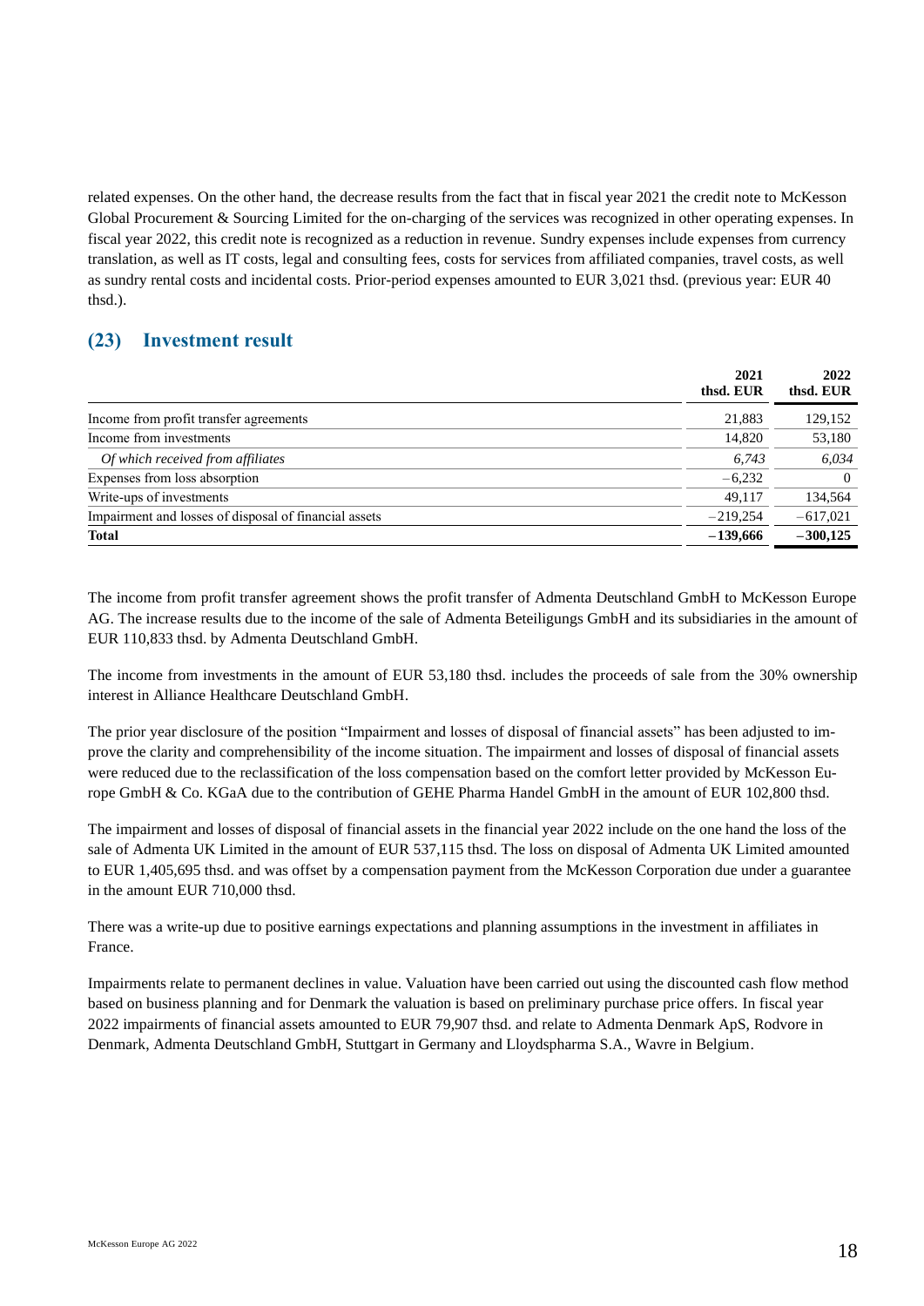related expenses. On the other hand, the decrease results from the fact that in fiscal year 2021 the credit note to McKesson Global Procurement & Sourcing Limited for the on-charging of the services was recognized in other operating expenses. In fiscal year 2022, this credit note is recognized as a reduction in revenue. Sundry expenses include expenses from currency translation, as well as IT costs, legal and consulting fees, costs for services from affiliated companies, travel costs, as well as sundry rental costs and incidental costs. Prior-period expenses amounted to EUR 3,021 thsd. (previous year: EUR 40 thsd.).

## (23) Investment result

| | 2021 thsd. EUR | 2022 thsd. EUR |
|---|---|---|
| Income from profit transfer agreements | 21,883 | 129,152 |
| Income from investments | 14,820 | 53,180 |
| *Of which received from affiliates* | *6,743* | *6,034* |
| Expenses from loss absorption | −6,232 | 0 |
| Write-ups of investments | 49,117 | 134,564 |
| Impairment and losses of disposal of financial assets | −219,254 | −617,021 |
| **Total** | **−139,666** | **−300,125** |

The income from profit transfer agreement shows the profit transfer of Admenta Deutschland GmbH to McKesson Europe AG. The increase results due to the income of the sale of Admenta Beteiligungs GmbH and its subsidiaries in the amount of EUR 110,833 thsd. by Admenta Deutschland GmbH.

The income from investments in the amount of EUR 53,180 thsd. includes the proceeds of sale from the 30% ownership interest in Alliance Healthcare Deutschland GmbH.

The prior year disclosure of the position "Impairment and losses of disposal of financial assets" has been adjusted to improve the clarity and comprehensibility of the income situation. The impairment and losses of disposal of financial assets were reduced due to the reclassification of the loss compensation based on the comfort letter provided by McKesson Europe GmbH & Co. KGaA due to the contribution of GEHE Pharma Handel GmbH in the amount of EUR 102,800 thsd.

The impairment and losses of disposal of financial assets in the financial year 2022 include on the one hand the loss of the sale of Admenta UK Limited in the amount of EUR 537,115 thsd. The loss on disposal of Admenta UK Limited amounted to EUR 1,405,695 thsd. and was offset by a compensation payment from the McKesson Corporation due under a guarantee in the amount EUR 710,000 thsd.

There was a write-up due to positive earnings expectations and planning assumptions in the investment in affiliates in France.

Impairments relate to permanent declines in value. Valuation have been carried out using the discounted cash flow method based on business planning and for Denmark the valuation is based on preliminary purchase price offers. In fiscal year 2022 impairments of financial assets amounted to EUR 79,907 thsd. and relate to Admenta Denmark ApS, Rodvore in Denmark, Admenta Deutschland GmbH, Stuttgart in Germany and Lloydspharma S.A., Wavre in Belgium.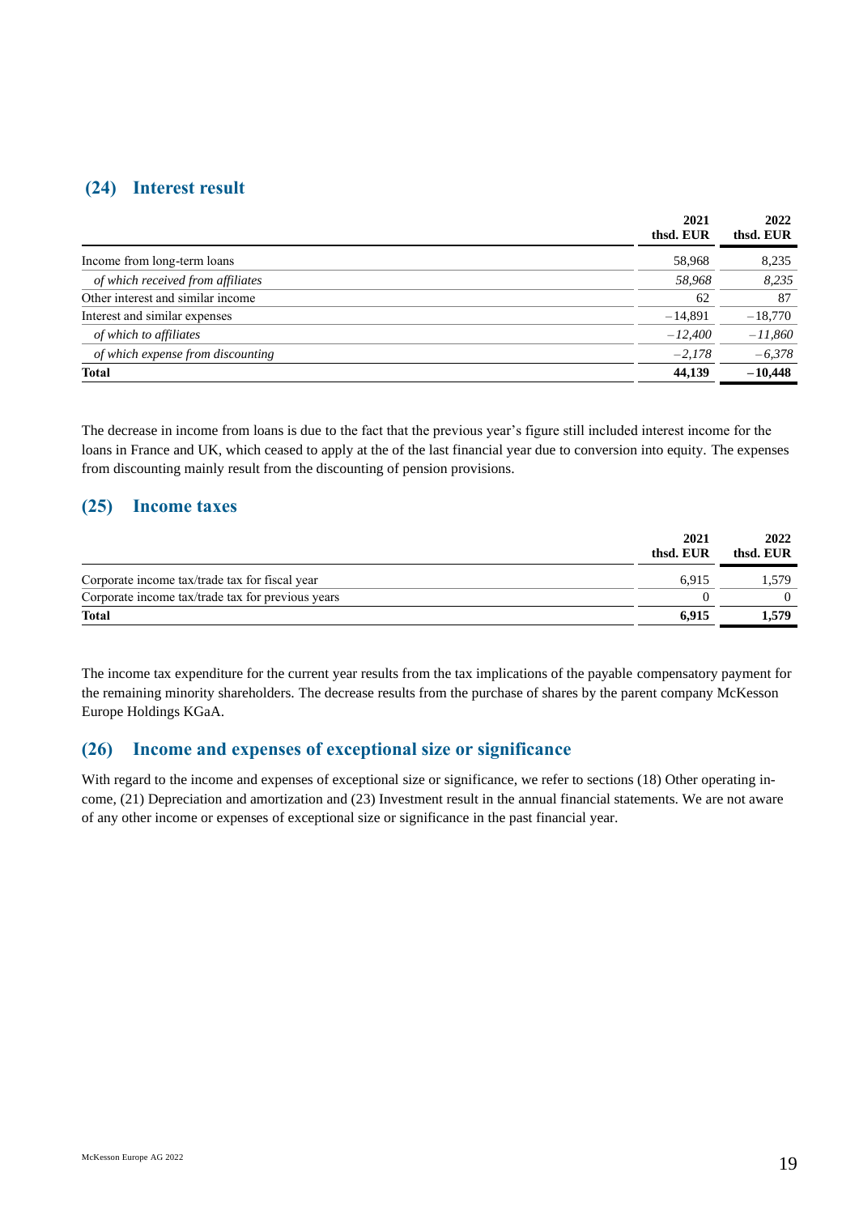## (24) Interest result

| | 2021 thsd. EUR | 2022 thsd. EUR |
|---|---|---|
| Income from long-term loans | 58,968 | 8,235 |
| *of which received from affiliates* | *58,968* | *8,235* |
| Other interest and similar income | 62 | 87 |
| Interest and similar expenses | −14,891 | −18,770 |
| *of which to affiliates* | *−12,400* | *−11,860* |
| *of which expense from discounting* | *−2,178* | *−6,378* |
| **Total** | **44,139** | **−10,448** |

The decrease in income from loans is due to the fact that the previous year's figure still included interest income for the loans in France and UK, which ceased to apply at the of the last financial year due to conversion into equity. The expenses from discounting mainly result from the discounting of pension provisions.

## (25) Income taxes

| | 2021 thsd. EUR | 2022 thsd. EUR |
|---|---|---|
| Corporate income tax/trade tax for fiscal year | 6,915 | 1,579 |
| Corporate income tax/trade tax for previous years | 0 | 0 |
| **Total** | **6,915** | **1,579** |

The income tax expenditure for the current year results from the tax implications of the payable compensatory payment for the remaining minority shareholders. The decrease results from the purchase of shares by the parent company McKesson Europe Holdings KGaA.

## (26) Income and expenses of exceptional size or significance

With regard to the income and expenses of exceptional size or significance, we refer to sections (18) Other operating income, (21) Depreciation and amortization and (23) Investment result in the annual financial statements. We are not aware of any other income or expenses of exceptional size or significance in the past financial year.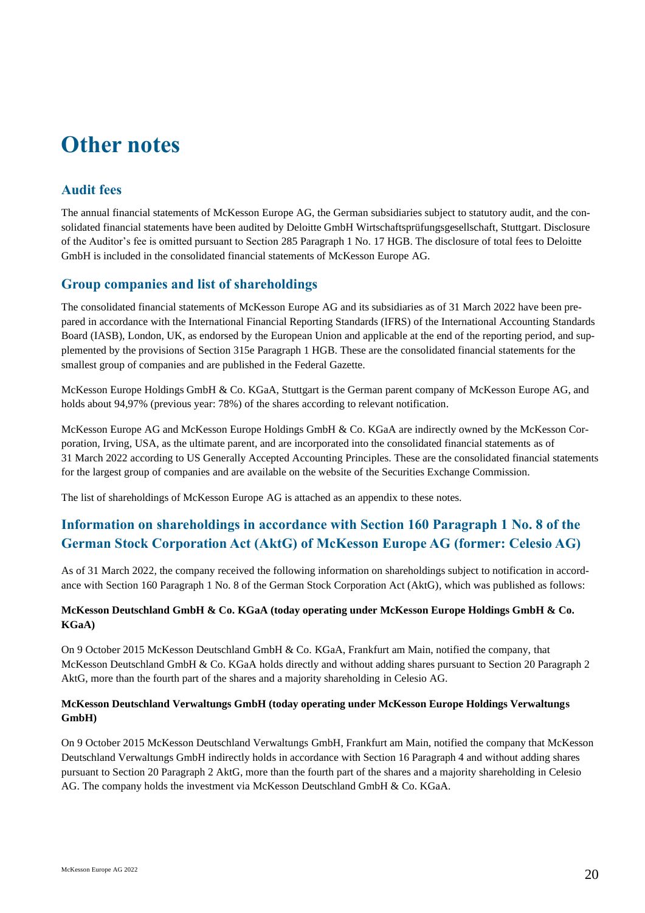# Other notes

## Audit fees

The annual financial statements of McKesson Europe AG, the German subsidiaries subject to statutory audit, and the consolidated financial statements have been audited by Deloitte GmbH Wirtschaftsprüfungsgesellschaft, Stuttgart. Disclosure of the Auditor's fee is omitted pursuant to Section 285 Paragraph 1 No. 17 HGB. The disclosure of total fees to Deloitte GmbH is included in the consolidated financial statements of McKesson Europe AG.

## Group companies and list of shareholdings

The consolidated financial statements of McKesson Europe AG and its subsidiaries as of 31 March 2022 have been prepared in accordance with the International Financial Reporting Standards (IFRS) of the International Accounting Standards Board (IASB), London, UK, as endorsed by the European Union and applicable at the end of the reporting period, and supplemented by the provisions of Section 315e Paragraph 1 HGB. These are the consolidated financial statements for the smallest group of companies and are published in the Federal Gazette.

McKesson Europe Holdings GmbH & Co. KGaA, Stuttgart is the German parent company of McKesson Europe AG, and holds about 94,97% (previous year: 78%) of the shares according to relevant notification.

McKesson Europe AG and McKesson Europe Holdings GmbH & Co. KGaA are indirectly owned by the McKesson Corporation, Irving, USA, as the ultimate parent, and are incorporated into the consolidated financial statements as of 31 March 2022 according to US Generally Accepted Accounting Principles. These are the consolidated financial statements for the largest group of companies and are available on the website of the Securities Exchange Commission.

The list of shareholdings of McKesson Europe AG is attached as an appendix to these notes.

## Information on shareholdings in accordance with Section 160 Paragraph 1 No. 8 of the German Stock Corporation Act (AktG) of McKesson Europe AG (former: Celesio AG)

As of 31 March 2022, the company received the following information on shareholdings subject to notification in accordance with Section 160 Paragraph 1 No. 8 of the German Stock Corporation Act (AktG), which was published as follows:

**McKesson Deutschland GmbH & Co. KGaA (today operating under McKesson Europe Holdings GmbH & Co. KGaA)**

On 9 October 2015 McKesson Deutschland GmbH & Co. KGaA, Frankfurt am Main, notified the company, that McKesson Deutschland GmbH & Co. KGaA holds directly and without adding shares pursuant to Section 20 Paragraph 2 AktG, more than the fourth part of the shares and a majority shareholding in Celesio AG.

**McKesson Deutschland Verwaltungs GmbH (today operating under McKesson Europe Holdings Verwaltungs GmbH)**

On 9 October 2015 McKesson Deutschland Verwaltungs GmbH, Frankfurt am Main, notified the company that McKesson Deutschland Verwaltungs GmbH indirectly holds in accordance with Section 16 Paragraph 4 and without adding shares pursuant to Section 20 Paragraph 2 AktG, more than the fourth part of the shares and a majority shareholding in Celesio AG. The company holds the investment via McKesson Deutschland GmbH & Co. KGaA.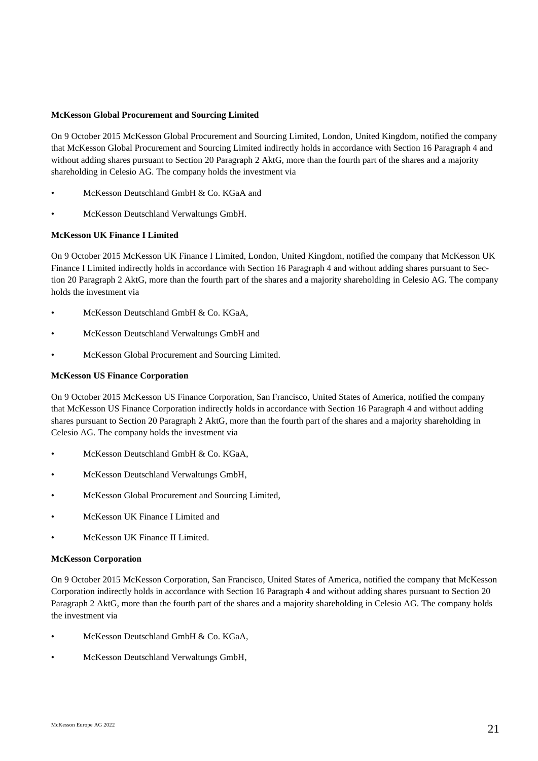**McKesson Global Procurement and Sourcing Limited**

On 9 October 2015 McKesson Global Procurement and Sourcing Limited, London, United Kingdom, notified the company that McKesson Global Procurement and Sourcing Limited indirectly holds in accordance with Section 16 Paragraph 4 and without adding shares pursuant to Section 20 Paragraph 2 AktG, more than the fourth part of the shares and a majority shareholding in Celesio AG. The company holds the investment via

- McKesson Deutschland GmbH & Co. KGaA and
- McKesson Deutschland Verwaltungs GmbH.

**McKesson UK Finance I Limited**

On 9 October 2015 McKesson UK Finance I Limited, London, United Kingdom, notified the company that McKesson UK Finance I Limited indirectly holds in accordance with Section 16 Paragraph 4 and without adding shares pursuant to Section 20 Paragraph 2 AktG, more than the fourth part of the shares and a majority shareholding in Celesio AG. The company holds the investment via

- McKesson Deutschland GmbH & Co. KGaA,
- McKesson Deutschland Verwaltungs GmbH and
- McKesson Global Procurement and Sourcing Limited.

**McKesson US Finance Corporation**

On 9 October 2015 McKesson US Finance Corporation, San Francisco, United States of America, notified the company that McKesson US Finance Corporation indirectly holds in accordance with Section 16 Paragraph 4 and without adding shares pursuant to Section 20 Paragraph 2 AktG, more than the fourth part of the shares and a majority shareholding in Celesio AG. The company holds the investment via

- McKesson Deutschland GmbH & Co. KGaA,
- McKesson Deutschland Verwaltungs GmbH,
- McKesson Global Procurement and Sourcing Limited,
- McKesson UK Finance I Limited and
- McKesson UK Finance II Limited.

**McKesson Corporation**

On 9 October 2015 McKesson Corporation, San Francisco, United States of America, notified the company that McKesson Corporation indirectly holds in accordance with Section 16 Paragraph 4 and without adding shares pursuant to Section 20 Paragraph 2 AktG, more than the fourth part of the shares and a majority shareholding in Celesio AG. The company holds the investment via

- McKesson Deutschland GmbH & Co. KGaA,
- McKesson Deutschland Verwaltungs GmbH,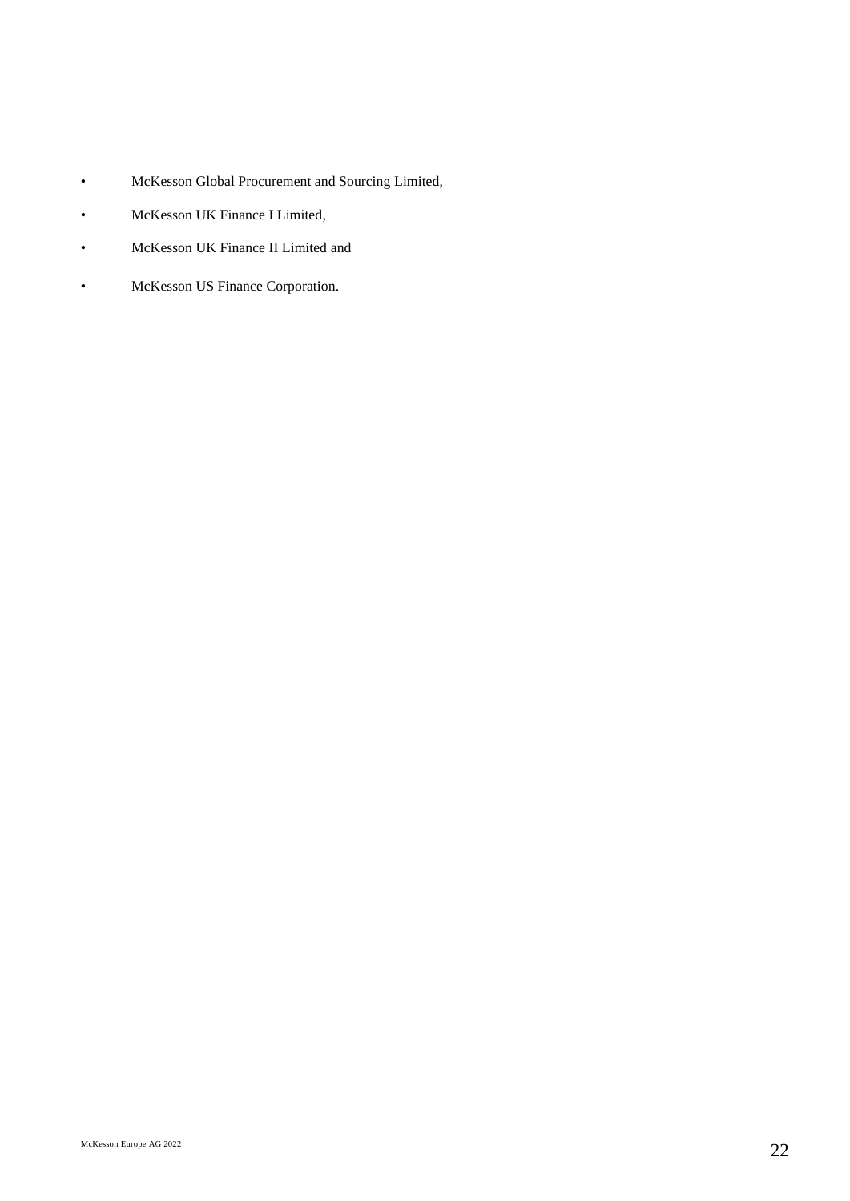- McKesson Global Procurement and Sourcing Limited,
- McKesson UK Finance I Limited,
- McKesson UK Finance II Limited and
- McKesson US Finance Corporation.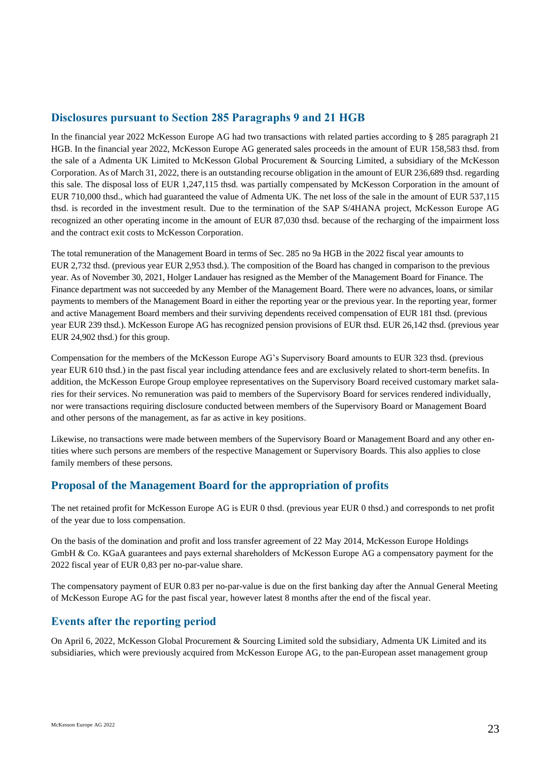## Disclosures pursuant to Section 285 Paragraphs 9 and 21 HGB

In the financial year 2022 McKesson Europe AG had two transactions with related parties according to § 285 paragraph 21 HGB. In the financial year 2022, McKesson Europe AG generated sales proceeds in the amount of EUR 158,583 thsd. from the sale of a Admenta UK Limited to McKesson Global Procurement & Sourcing Limited, a subsidiary of the McKesson Corporation. As of March 31, 2022, there is an outstanding recourse obligation in the amount of EUR 236,689 thsd. regarding this sale. The disposal loss of EUR 1,247,115 thsd. was partially compensated by McKesson Corporation in the amount of EUR 710,000 thsd., which had guaranteed the value of Admenta UK. The net loss of the sale in the amount of EUR 537,115 thsd. is recorded in the investment result. Due to the termination of the SAP S/4HANA project, McKesson Europe AG recognized an other operating income in the amount of EUR 87,030 thsd. because of the recharging of the impairment loss and the contract exit costs to McKesson Corporation.

The total remuneration of the Management Board in terms of Sec. 285 no 9a HGB in the 2022 fiscal year amounts to EUR 2,732 thsd. (previous year EUR 2,953 thsd.). The composition of the Board has changed in comparison to the previous year. As of November 30, 2021, Holger Landauer has resigned as the Member of the Management Board for Finance. The Finance department was not succeeded by any Member of the Management Board. There were no advances, loans, or similar payments to members of the Management Board in either the reporting year or the previous year. In the reporting year, former and active Management Board members and their surviving dependents received compensation of EUR 181 thsd. (previous year EUR 239 thsd.). McKesson Europe AG has recognized pension provisions of EUR thsd. EUR 26,142 thsd. (previous year EUR 24,902 thsd.) for this group.

Compensation for the members of the McKesson Europe AG's Supervisory Board amounts to EUR 323 thsd. (previous year EUR 610 thsd.) in the past fiscal year including attendance fees and are exclusively related to short-term benefits. In addition, the McKesson Europe Group employee representatives on the Supervisory Board received customary market salaries for their services. No remuneration was paid to members of the Supervisory Board for services rendered individually, nor were transactions requiring disclosure conducted between members of the Supervisory Board or Management Board and other persons of the management, as far as active in key positions.

Likewise, no transactions were made between members of the Supervisory Board or Management Board and any other entities where such persons are members of the respective Management or Supervisory Boards. This also applies to close family members of these persons.

## Proposal of the Management Board for the appropriation of profits

The net retained profit for McKesson Europe AG is EUR 0 thsd. (previous year EUR 0 thsd.) and corresponds to net profit of the year due to loss compensation.

On the basis of the domination and profit and loss transfer agreement of 22 May 2014, McKesson Europe Holdings GmbH & Co. KGaA guarantees and pays external shareholders of McKesson Europe AG a compensatory payment for the 2022 fiscal year of EUR 0,83 per no-par-value share.

The compensatory payment of EUR 0.83 per no-par-value is due on the first banking day after the Annual General Meeting of McKesson Europe AG for the past fiscal year, however latest 8 months after the end of the fiscal year.

## Events after the reporting period

On April 6, 2022, McKesson Global Procurement & Sourcing Limited sold the subsidiary, Admenta UK Limited and its subsidiaries, which were previously acquired from McKesson Europe AG, to the pan-European asset management group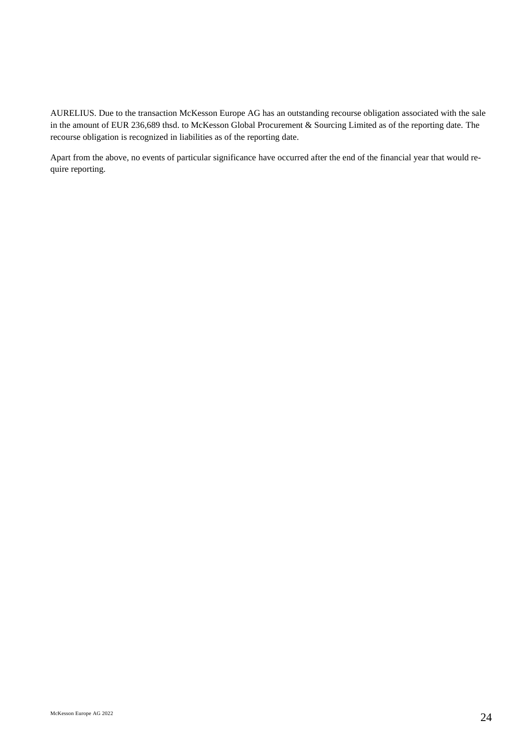AURELIUS. Due to the transaction McKesson Europe AG has an outstanding recourse obligation associated with the sale in the amount of EUR 236,689 thsd. to McKesson Global Procurement & Sourcing Limited as of the reporting date. The recourse obligation is recognized in liabilities as of the reporting date.

Apart from the above, no events of particular significance have occurred after the end of the financial year that would require reporting.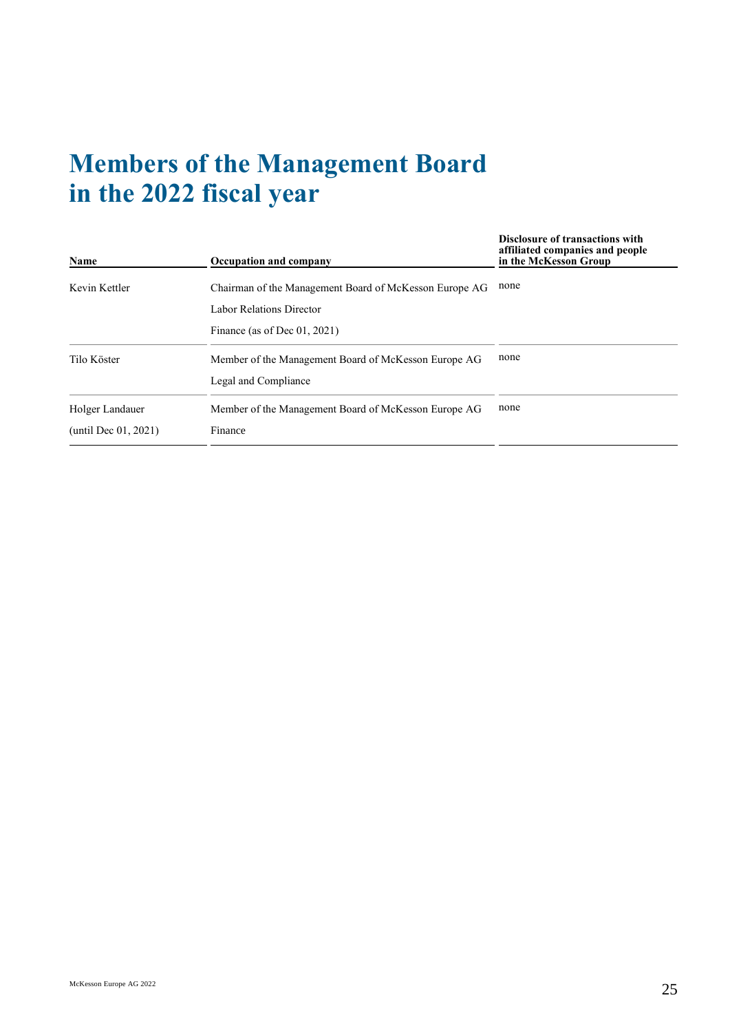# Members of the Management Board in the 2022 fiscal year

| Name | Occupation and company | Disclosure of transactions with affiliated companies and people in the McKesson Group |
|---|---|---|
| Kevin Kettler | Chairman of the Management Board of McKesson Europe AG<br>Labor Relations Director<br>Finance (as of Dec 01, 2021) | none |
| Tilo Köster | Member of the Management Board of McKesson Europe AG<br>Legal and Compliance | none |
| Holger Landauer<br>(until Dec 01, 2021) | Member of the Management Board of McKesson Europe AG<br>Finance | none |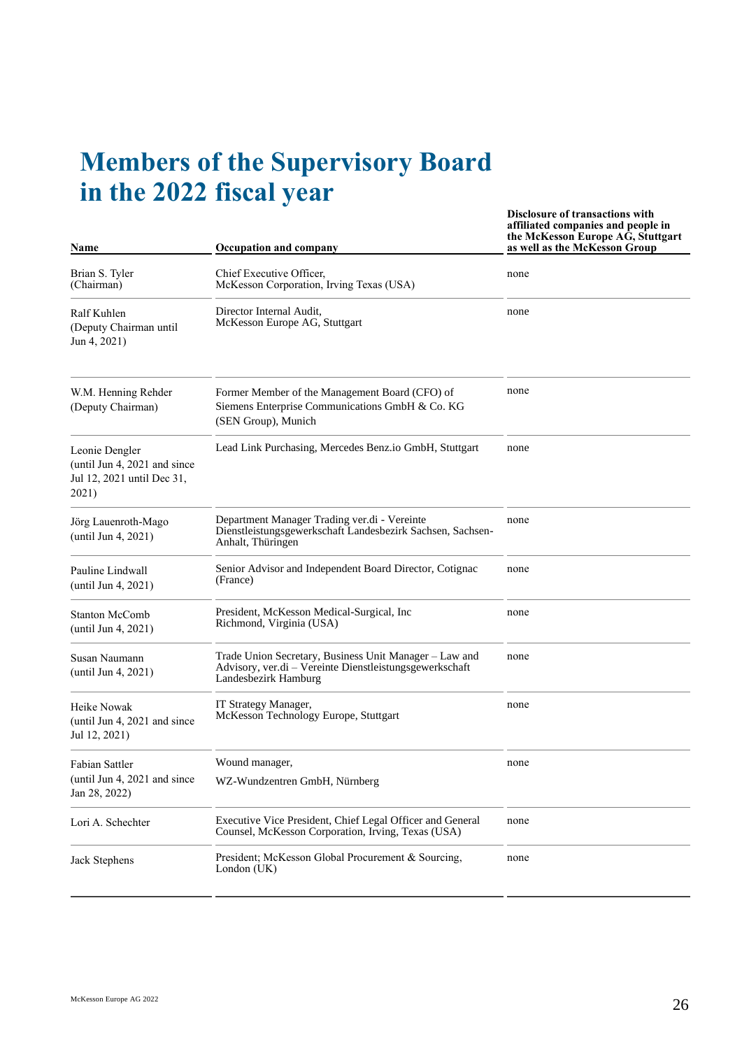# Members of the Supervisory Board in the 2022 fiscal year

| Name | Occupation and company | Disclosure of transactions with affiliated companies and people in the McKesson Europe AG, Stuttgart as well as the McKesson Group |
|---|---|---|
| Brian S. Tyler (Chairman) | Chief Executive Officer, McKesson Corporation, Irving Texas (USA) | none |
| Ralf Kuhlen (Deputy Chairman until Jun 4, 2021) | Director Internal Audit, McKesson Europe AG, Stuttgart | none |
| W.M. Henning Rehder (Deputy Chairman) | Former Member of the Management Board (CFO) of Siemens Enterprise Communications GmbH & Co. KG (SEN Group), Munich | none |
| Leonie Dengler (until Jun 4, 2021 and since Jul 12, 2021 until Dec 31, 2021) | Lead Link Purchasing, Mercedes Benz.io GmbH, Stuttgart | none |
| Jörg Lauenroth-Mago (until Jun 4, 2021) | Department Manager Trading ver.di - Vereinte Dienstleistungsgewerkschaft Landesbezirk Sachsen, Sachsen-Anhalt, Thüringen | none |
| Pauline Lindwall (until Jun 4, 2021) | Senior Advisor and Independent Board Director, Cotignac (France) | none |
| Stanton McComb (until Jun 4, 2021) | President, McKesson Medical-Surgical, Inc Richmond, Virginia (USA) | none |
| Susan Naumann (until Jun 4, 2021) | Trade Union Secretary, Business Unit Manager – Law and Advisory, ver.di – Vereinte Dienstleistungsgewerkschaft Landesbezirk Hamburg | none |
| Heike Nowak (until Jun 4, 2021 and since Jul 12, 2021) | IT Strategy Manager, McKesson Technology Europe, Stuttgart | none |
| Fabian Sattler (until Jun 4, 2021 and since Jan 28, 2022) | Wound manager, WZ-Wundzentren GmbH, Nürnberg | none |
| Lori A. Schechter | Executive Vice President, Chief Legal Officer and General Counsel, McKesson Corporation, Irving, Texas (USA) | none |
| Jack Stephens | President; McKesson Global Procurement & Sourcing, London (UK) | none |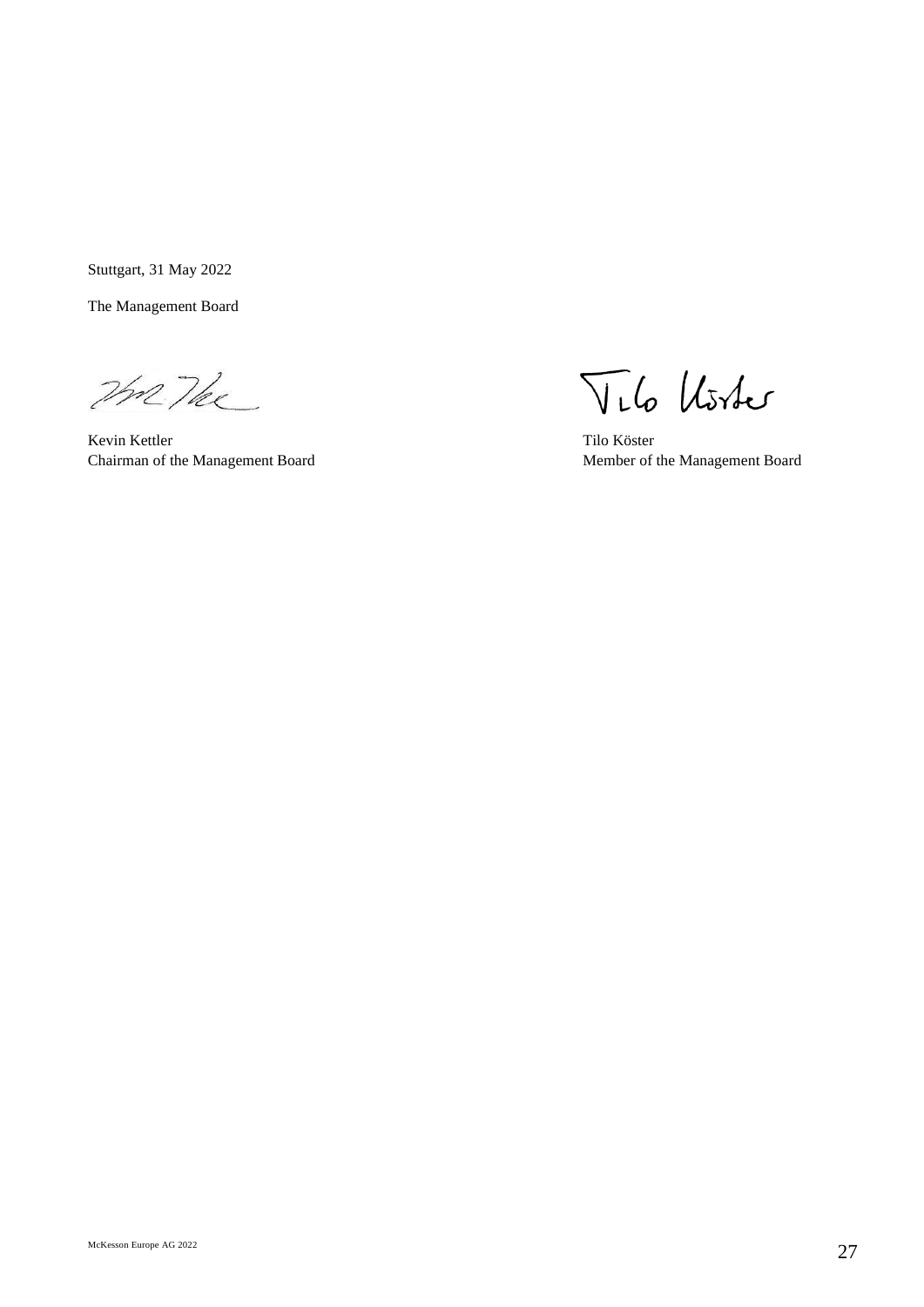Stuttgart, 31 May 2022

The Management Board

Kevin Kettler
Chairman of the Management Board

Tilo Köster
Member of the Management Board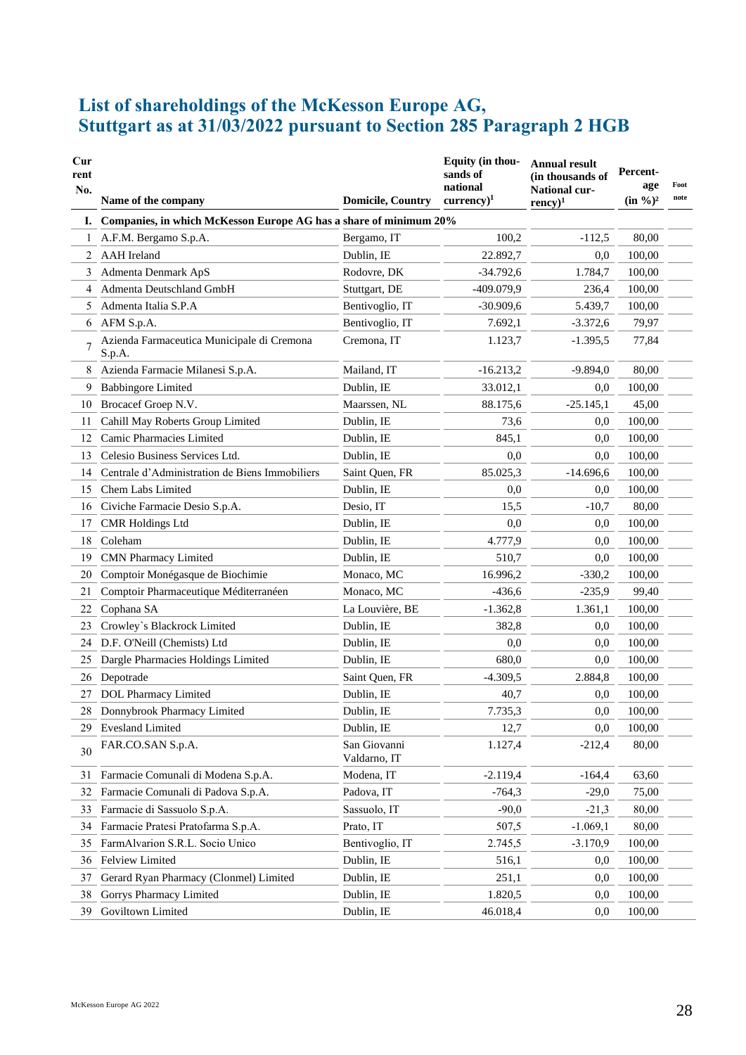# List of shareholdings of the McKesson Europe AG, Stuttgart as at 31/03/2022 pursuant to Section 285 Paragraph 2 HGB

| Current No. | Name of the company | Domicile, Country | Equity (in thousands of national currency)[1] | Annual result (in thousands of National currency)[1] | Percentage (in %)[2] | Footnote |
|---|---|---|---|---|---|---|
| I. | Companies, in which McKesson Europe AG has a share of minimum 20% | | | | | |
| 1 | A.F.M. Bergamo S.p.A. | Bergamo, IT | 100,2 | -112,5 | 80,00 | |
| 2 | AAH Ireland | Dublin, IE | 22.892,7 | 0,0 | 100,00 | |
| 3 | Admenta Denmark ApS | Rodovre, DK | -34.792,6 | 1.784,7 | 100,00 | |
| 4 | Admenta Deutschland GmbH | Stuttgart, DE | -409.079,9 | 236,4 | 100,00 | |
| 5 | Admenta Italia S.P.A | Bentivoglio, IT | -30.909,6 | 5.439,7 | 100,00 | |
| 6 | AFM S.p.A. | Bentivoglio, IT | 7.692,1 | -3.372,6 | 79,97 | |
| 7 | Azienda Farmaceutica Municipale di Cremona S.p.A. | Cremona, IT | 1.123,7 | -1.395,5 | 77,84 | |
| 8 | Azienda Farmacie Milanesi S.p.A. | Mailand, IT | -16.213,2 | -9.894,0 | 80,00 | |
| 9 | Babbingore Limited | Dublin, IE | 33.012,1 | 0,0 | 100,00 | |
| 10 | Brocacef Groep N.V. | Maarssen, NL | 88.175,6 | -25.145,1 | 45,00 | |
| 11 | Cahill May Roberts Group Limited | Dublin, IE | 73,6 | 0,0 | 100,00 | |
| 12 | Camic Pharmacies Limited | Dublin, IE | 845,1 | 0,0 | 100,00 | |
| 13 | Celesio Business Services Ltd. | Dublin, IE | 0,0 | 0,0 | 100,00 | |
| 14 | Centrale d'Administration de Biens Immobiliers | Saint Quen, FR | 85.025,3 | -14.696,6 | 100,00 | |
| 15 | Chem Labs Limited | Dublin, IE | 0,0 | 0,0 | 100,00 | |
| 16 | Civiche Farmacie Desio S.p.A. | Desio, IT | 15,5 | -10,7 | 80,00 | |
| 17 | CMR Holdings Ltd | Dublin, IE | 0,0 | 0,0 | 100,00 | |
| 18 | Coleham | Dublin, IE | 4.777,9 | 0,0 | 100,00 | |
| 19 | CMN Pharmacy Limited | Dublin, IE | 510,7 | 0,0 | 100,00 | |
| 20 | Comptoir Monégasque de Biochimie | Monaco, MC | 16.996,2 | -330,2 | 100,00 | |
| 21 | Comptoir Pharmaceutique Méditerranéen | Monaco, MC | -436,6 | -235,9 | 99,40 | |
| 22 | Cophana SA | La Louvière, BE | -1.362,8 | 1.361,1 | 100,00 | |
| 23 | Crowley`s Blackrock Limited | Dublin, IE | 382,8 | 0,0 | 100,00 | |
| 24 | D.F. O'Neill (Chemists) Ltd | Dublin, IE | 0,0 | 0,0 | 100,00 | |
| 25 | Dargle Pharmacies Holdings Limited | Dublin, IE | 680,0 | 0,0 | 100,00 | |
| 26 | Depotrade | Saint Quen, FR | -4.309,5 | 2.884,8 | 100,00 | |
| 27 | DOL Pharmacy Limited | Dublin, IE | 40,7 | 0,0 | 100,00 | |
| 28 | Donnybrook Pharmacy Limited | Dublin, IE | 7.735,3 | 0,0 | 100,00 | |
| 29 | Evesland Limited | Dublin, IE | 12,7 | 0,0 | 100,00 | |
| 30 | FAR.CO.SAN S.p.A. | San Giovanni Valdarno, IT | 1.127,4 | -212,4 | 80,00 | |
| 31 | Farmacie Comunali di Modena S.p.A. | Modena, IT | -2.119,4 | -164,4 | 63,60 | |
| 32 | Farmacie Comunali di Padova S.p.A. | Padova, IT | -764,3 | -29,0 | 75,00 | |
| 33 | Farmacie di Sassuolo S.p.A. | Sassuolo, IT | -90,0 | -21,3 | 80,00 | |
| 34 | Farmacie Pratesi Pratofarma S.p.A. | Prato, IT | 507,5 | -1.069,1 | 80,00 | |
| 35 | FarmAlvarion S.R.L. Socio Unico | Bentivoglio, IT | 2.745,5 | -3.170,9 | 100,00 | |
| 36 | Felview Limited | Dublin, IE | 516,1 | 0,0 | 100,00 | |
| 37 | Gerard Ryan Pharmacy (Clonmel) Limited | Dublin, IE | 251,1 | 0,0 | 100,00 | |
| 38 | Gorrys Pharmacy Limited | Dublin, IE | 1.820,5 | 0,0 | 100,00 | |
| 39 | Goviltown Limited | Dublin, IE | 46.018,4 | 0,0 | 100,00 | |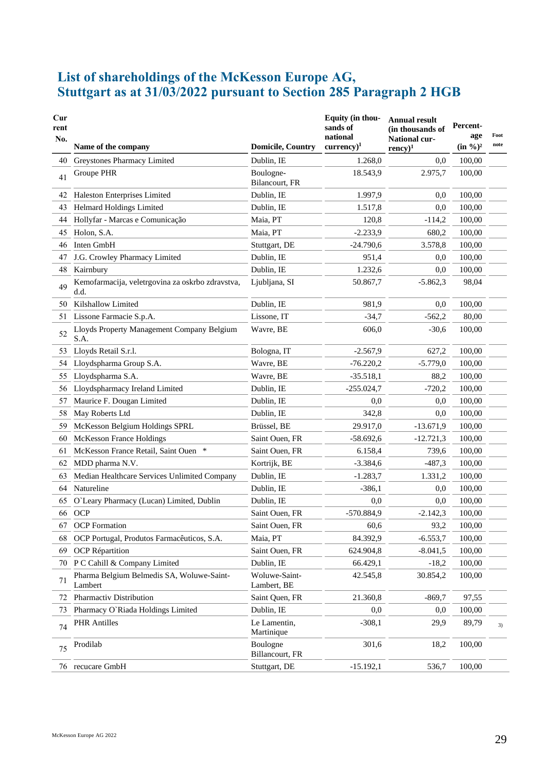# List of shareholdings of the McKesson Europe AG, Stuttgart as at 31/03/2022 pursuant to Section 285 Paragraph 2 HGB

| Current No. | Name of the company | Domicile, Country | Equity (in thousands of national currency)[1] | Annual result (in thousands of National currency)[1] | Percentage (in %)[2] | Foot note |
|---|---|---|---|---|---|---|
| 40 | Greystones Pharmacy Limited | Dublin, IE | 1.268,0 | 0,0 | 100,00 | |
| 41 | Groupe PHR | Boulogne-Bilancourt, FR | 18.543,9 | 2.975,7 | 100,00 | |
| 42 | Haleston Enterprises Limited | Dublin, IE | 1.997,9 | 0,0 | 100,00 | |
| 43 | Helmard Holdings Limited | Dublin, IE | 1.517,8 | 0,0 | 100,00 | |
| 44 | Hollyfar - Marcas e Comunicação | Maia, PT | 120,8 | -114,2 | 100,00 | |
| 45 | Holon, S.A. | Maia, PT | -2.233,9 | 680,2 | 100,00 | |
| 46 | Inten GmbH | Stuttgart, DE | -24.790,6 | 3.578,8 | 100,00 | |
| 47 | J.G. Crowley Pharmacy Limited | Dublin, IE | 951,4 | 0,0 | 100,00 | |
| 48 | Kairnbury | Dublin, IE | 1.232,6 | 0,0 | 100,00 | |
| 49 | Kemofarmacija, veletrgovina za oskrbo zdravstva, d.d. | Ljubljana, SI | 50.867,7 | -5.862,3 | 98,04 | |
| 50 | Kilshallow Limited | Dublin, IE | 981,9 | 0,0 | 100,00 | |
| 51 | Lissone Farmacie S.p.A. | Lissone, IT | -34,7 | -562,2 | 80,00 | |
| 52 | Lloyds Property Management Company Belgium S.A. | Wavre, BE | 606,0 | -30,6 | 100,00 | |
| 53 | Lloyds Retail S.r.l. | Bologna, IT | -2.567,9 | 627,2 | 100,00 | |
| 54 | Lloydspharma Group S.A. | Wavre, BE | -76.220,2 | -5.779,0 | 100,00 | |
| 55 | Lloydspharma S.A. | Wavre, BE | -35.518,1 | 88,2 | 100,00 | |
| 56 | Lloydspharmacy Ireland Limited | Dublin, IE | -255.024,7 | -720,2 | 100,00 | |
| 57 | Maurice F. Dougan Limited | Dublin, IE | 0,0 | 0,0 | 100,00 | |
| 58 | May Roberts Ltd | Dublin, IE | 342,8 | 0,0 | 100,00 | |
| 59 | McKesson Belgium Holdings SPRL | Brüssel, BE | 29.917,0 | -13.671,9 | 100,00 | |
| 60 | McKesson France Holdings | Saint Ouen, FR | -58.692,6 | -12.721,3 | 100,00 | |
| 61 | McKesson France Retail, Saint Ouen * | Saint Ouen, FR | 6.158,4 | 739,6 | 100,00 | |
| 62 | MDD pharma N.V. | Kortrijk, BE | -3.384,6 | -487,3 | 100,00 | |
| 63 | Median Healthcare Services Unlimited Company | Dublin, IE | -1.283,7 | 1.331,2 | 100,00 | |
| 64 | Natureline | Dublin, IE | -386,1 | 0,0 | 100,00 | |
| 65 | O`Leary Pharmacy (Lucan) Limited, Dublin | Dublin, IE | 0,0 | 0,0 | 100,00 | |
| 66 | OCP | Saint Ouen, FR | -570.884,9 | -2.142,3 | 100,00 | |
| 67 | OCP Formation | Saint Ouen, FR | 60,6 | 93,2 | 100,00 | |
| 68 | OCP Portugal, Produtos Farmacêuticos, S.A. | Maia, PT | 84.392,9 | -6.553,7 | 100,00 | |
| 69 | OCP Répartition | Saint Ouen, FR | 624.904,8 | -8.041,5 | 100,00 | |
| 70 | P C Cahill & Company Limited | Dublin, IE | 66.429,1 | -18,2 | 100,00 | |
| 71 | Pharma Belgium Belmedis SA, Woluwe-Saint-Lambert | Woluwe-Saint-Lambert, BE | 42.545,8 | 30.854,2 | 100,00 | |
| 72 | Pharmactiv Distribution | Saint Quen, FR | 21.360,8 | -869,7 | 97,55 | |
| 73 | Pharmacy O`Riada Holdings Limited | Dublin, IE | 0,0 | 0,0 | 100,00 | |
| 74 | PHR Antilles | Le Lamentin, Martinique | -308,1 | 29,9 | 89,79 | 3) |
| 75 | Prodilab | Boulogne Billancourt, FR | 301,6 | 18,2 | 100,00 | |
| 76 | recucare GmbH | Stuttgart, DE | -15.192,1 | 536,7 | 100,00 | |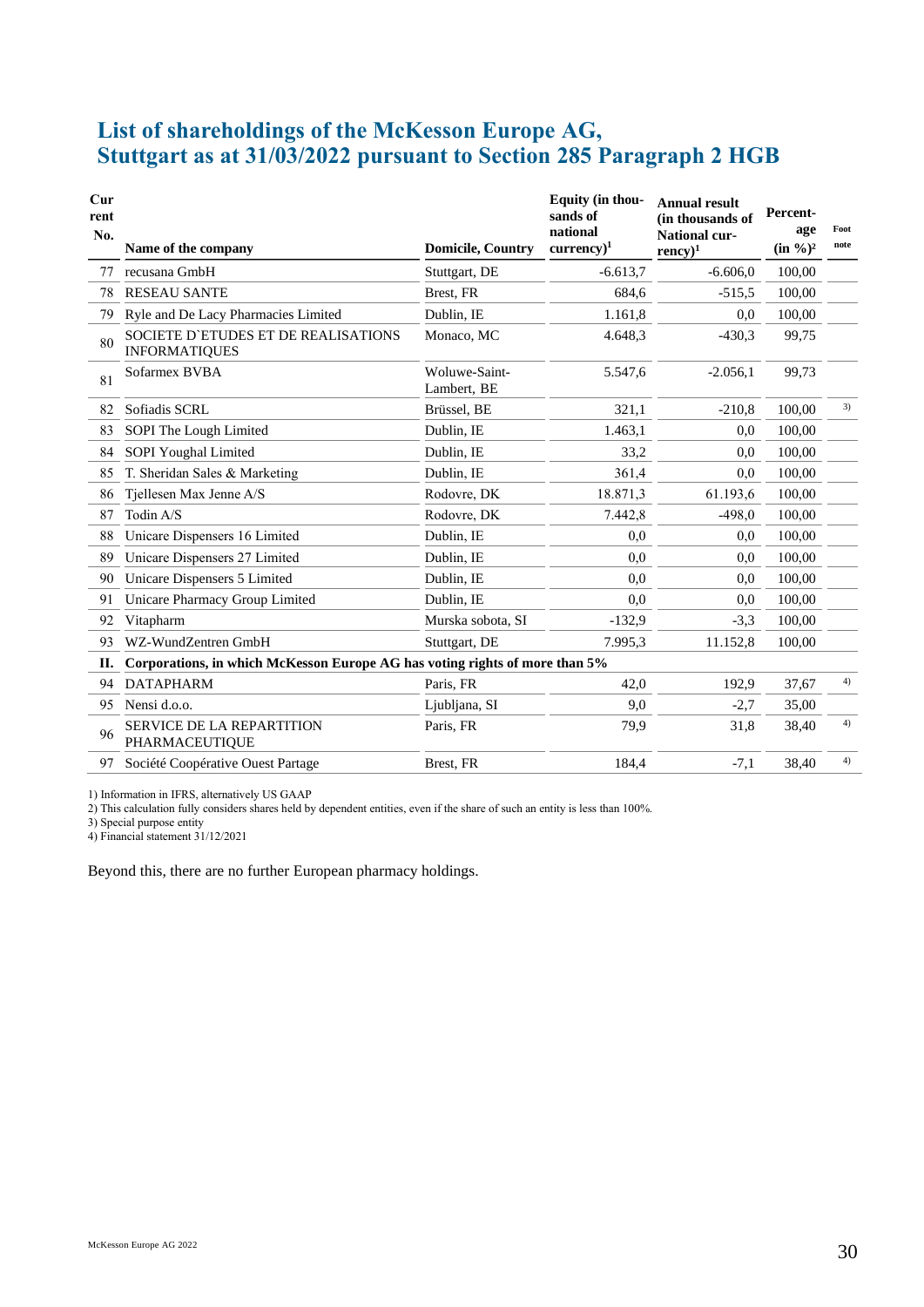# List of shareholdings of the McKesson Europe AG, Stuttgart as at 31/03/2022 pursuant to Section 285 Paragraph 2 HGB

| Current No. | Name of the company | Domicile, Country | Equity (in thousands of national currency)[1] | Annual result (in thousands of National currency)[1] | Percentage (in %)[2] | Footnote |
|---|---|---|---|---|---|---|
| 77 | recusana GmbH | Stuttgart, DE | -6.613,7 | -6.606,0 | 100,00 | |
| 78 | RESEAU SANTE | Brest, FR | 684,6 | -515,5 | 100,00 | |
| 79 | Ryle and De Lacy Pharmacies Limited | Dublin, IE | 1.161,8 | 0,0 | 100,00 | |
| 80 | SOCIETE D`ETUDES ET DE REALISATIONS INFORMATIQUES | Monaco, MC | 4.648,3 | -430,3 | 99,75 | |
| 81 | Sofarmex BVBA | Woluwe-Saint-Lambert, BE | 5.547,6 | -2.056,1 | 99,73 | |
| 82 | Sofiadis SCRL | Brüssel, BE | 321,1 | -210,8 | 100,00 | 3) |
| 83 | SOPI The Lough Limited | Dublin, IE | 1.463,1 | 0,0 | 100,00 | |
| 84 | SOPI Youghal Limited | Dublin, IE | 33,2 | 0,0 | 100,00 | |
| 85 | T. Sheridan Sales & Marketing | Dublin, IE | 361,4 | 0,0 | 100,00 | |
| 86 | Tjellesen Max Jenne A/S | Rodovre, DK | 18.871,3 | 61.193,6 | 100,00 | |
| 87 | Todin A/S | Rodovre, DK | 7.442,8 | -498,0 | 100,00 | |
| 88 | Unicare Dispensers 16 Limited | Dublin, IE | 0,0 | 0,0 | 100,00 | |
| 89 | Unicare Dispensers 27 Limited | Dublin, IE | 0,0 | 0,0 | 100,00 | |
| 90 | Unicare Dispensers 5 Limited | Dublin, IE | 0,0 | 0,0 | 100,00 | |
| 91 | Unicare Pharmacy Group Limited | Dublin, IE | 0,0 | 0,0 | 100,00 | |
| 92 | Vitapharm | Murska sobota, SI | -132,9 | -3,3 | 100,00 | |
| 93 | WZ-WundZentren GmbH | Stuttgart, DE | 7.995,3 | 11.152,8 | 100,00 | |
| **II.** | **Corporations, in which McKesson Europe AG has voting rights of more than 5%** | | | | | |
| 94 | DATAPHARM | Paris, FR | 42,0 | 192,9 | 37,67 | 4) |
| 95 | Nensi d.o.o. | Ljubljana, SI | 9,0 | -2,7 | 35,00 | |
| 96 | SERVICE DE LA REPARTITION PHARMACEUTIQUE | Paris, FR | 79,9 | 31,8 | 38,40 | 4) |
| 97 | Société Coopérative Ouest Partage | Brest, FR | 184,4 | -7,1 | 38,40 | 4) |

1) Information in IFRS, alternatively US GAAP
2) This calculation fully considers shares held by dependent entities, even if the share of such an entity is less than 100%.
3) Special purpose entity
4) Financial statement 31/12/2021

Beyond this, there are no further European pharmacy holdings.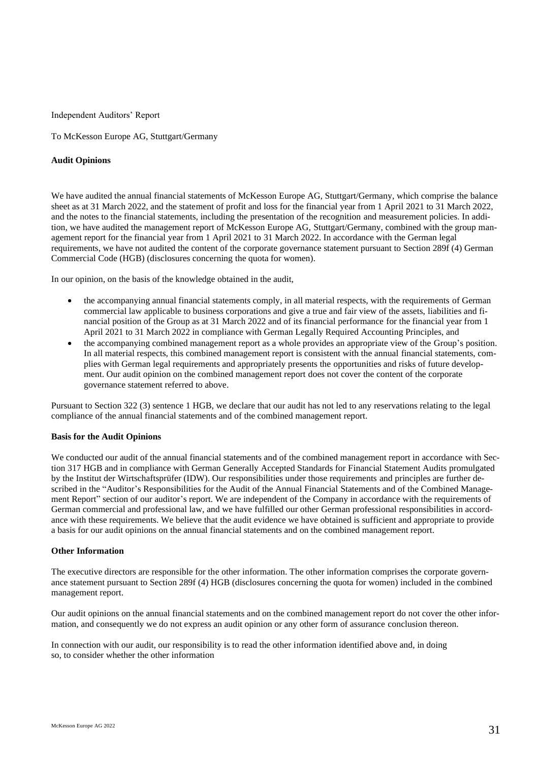Independent Auditors' Report

To McKesson Europe AG, Stuttgart/Germany

**Audit Opinions**

We have audited the annual financial statements of McKesson Europe AG, Stuttgart/Germany, which comprise the balance sheet as at 31 March 2022, and the statement of profit and loss for the financial year from 1 April 2021 to 31 March 2022, and the notes to the financial statements, including the presentation of the recognition and measurement policies. In addition, we have audited the management report of McKesson Europe AG, Stuttgart/Germany, combined with the group management report for the financial year from 1 April 2021 to 31 March 2022. In accordance with the German legal requirements, we have not audited the content of the corporate governance statement pursuant to Section 289f (4) German Commercial Code (HGB) (disclosures concerning the quota for women).

In our opinion, on the basis of the knowledge obtained in the audit,

- the accompanying annual financial statements comply, in all material respects, with the requirements of German commercial law applicable to business corporations and give a true and fair view of the assets, liabilities and financial position of the Group as at 31 March 2022 and of its financial performance for the financial year from 1 April 2021 to 31 March 2022 in compliance with German Legally Required Accounting Principles, and
- the accompanying combined management report as a whole provides an appropriate view of the Group's position. In all material respects, this combined management report is consistent with the annual financial statements, complies with German legal requirements and appropriately presents the opportunities and risks of future development. Our audit opinion on the combined management report does not cover the content of the corporate governance statement referred to above.

Pursuant to Section 322 (3) sentence 1 HGB, we declare that our audit has not led to any reservations relating to the legal compliance of the annual financial statements and of the combined management report.

**Basis for the Audit Opinions**

We conducted our audit of the annual financial statements and of the combined management report in accordance with Section 317 HGB and in compliance with German Generally Accepted Standards for Financial Statement Audits promulgated by the Institut der Wirtschaftsprüfer (IDW). Our responsibilities under those requirements and principles are further described in the "Auditor's Responsibilities for the Audit of the Annual Financial Statements and of the Combined Management Report" section of our auditor's report. We are independent of the Company in accordance with the requirements of German commercial and professional law, and we have fulfilled our other German professional responsibilities in accordance with these requirements. We believe that the audit evidence we have obtained is sufficient and appropriate to provide a basis for our audit opinions on the annual financial statements and on the combined management report.

**Other Information**

The executive directors are responsible for the other information. The other information comprises the corporate governance statement pursuant to Section 289f (4) HGB (disclosures concerning the quota for women) included in the combined management report.

Our audit opinions on the annual financial statements and on the combined management report do not cover the other information, and consequently we do not express an audit opinion or any other form of assurance conclusion thereon.

In connection with our audit, our responsibility is to read the other information identified above and, in doing so, to consider whether the other information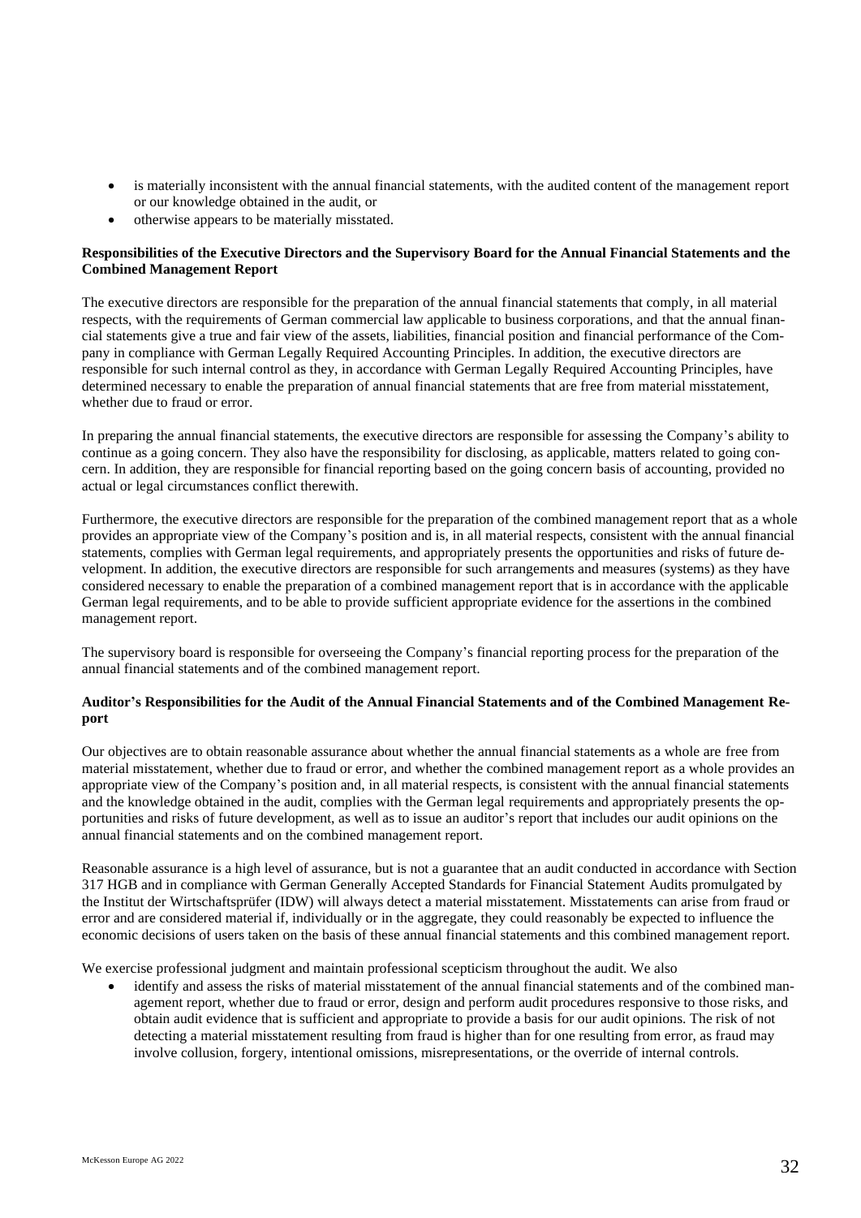- is materially inconsistent with the annual financial statements, with the audited content of the management report or our knowledge obtained in the audit, or
- otherwise appears to be materially misstated.

**Responsibilities of the Executive Directors and the Supervisory Board for the Annual Financial Statements and the Combined Management Report**

The executive directors are responsible for the preparation of the annual financial statements that comply, in all material respects, with the requirements of German commercial law applicable to business corporations, and that the annual financial statements give a true and fair view of the assets, liabilities, financial position and financial performance of the Company in compliance with German Legally Required Accounting Principles. In addition, the executive directors are responsible for such internal control as they, in accordance with German Legally Required Accounting Principles, have determined necessary to enable the preparation of annual financial statements that are free from material misstatement, whether due to fraud or error.

In preparing the annual financial statements, the executive directors are responsible for assessing the Company's ability to continue as a going concern. They also have the responsibility for disclosing, as applicable, matters related to going concern. In addition, they are responsible for financial reporting based on the going concern basis of accounting, provided no actual or legal circumstances conflict therewith.

Furthermore, the executive directors are responsible for the preparation of the combined management report that as a whole provides an appropriate view of the Company's position and is, in all material respects, consistent with the annual financial statements, complies with German legal requirements, and appropriately presents the opportunities and risks of future development. In addition, the executive directors are responsible for such arrangements and measures (systems) as they have considered necessary to enable the preparation of a combined management report that is in accordance with the applicable German legal requirements, and to be able to provide sufficient appropriate evidence for the assertions in the combined management report.

The supervisory board is responsible for overseeing the Company's financial reporting process for the preparation of the annual financial statements and of the combined management report.

**Auditor's Responsibilities for the Audit of the Annual Financial Statements and of the Combined Management Report**

Our objectives are to obtain reasonable assurance about whether the annual financial statements as a whole are free from material misstatement, whether due to fraud or error, and whether the combined management report as a whole provides an appropriate view of the Company's position and, in all material respects, is consistent with the annual financial statements and the knowledge obtained in the audit, complies with the German legal requirements and appropriately presents the opportunities and risks of future development, as well as to issue an auditor's report that includes our audit opinions on the annual financial statements and on the combined management report.

Reasonable assurance is a high level of assurance, but is not a guarantee that an audit conducted in accordance with Section 317 HGB and in compliance with German Generally Accepted Standards for Financial Statement Audits promulgated by the Institut der Wirtschaftsprüfer (IDW) will always detect a material misstatement. Misstatements can arise from fraud or error and are considered material if, individually or in the aggregate, they could reasonably be expected to influence the economic decisions of users taken on the basis of these annual financial statements and this combined management report.

We exercise professional judgment and maintain professional scepticism throughout the audit. We also

- identify and assess the risks of material misstatement of the annual financial statements and of the combined management report, whether due to fraud or error, design and perform audit procedures responsive to those risks, and obtain audit evidence that is sufficient and appropriate to provide a basis for our audit opinions. The risk of not detecting a material misstatement resulting from fraud is higher than for one resulting from error, as fraud may involve collusion, forgery, intentional omissions, misrepresentations, or the override of internal controls.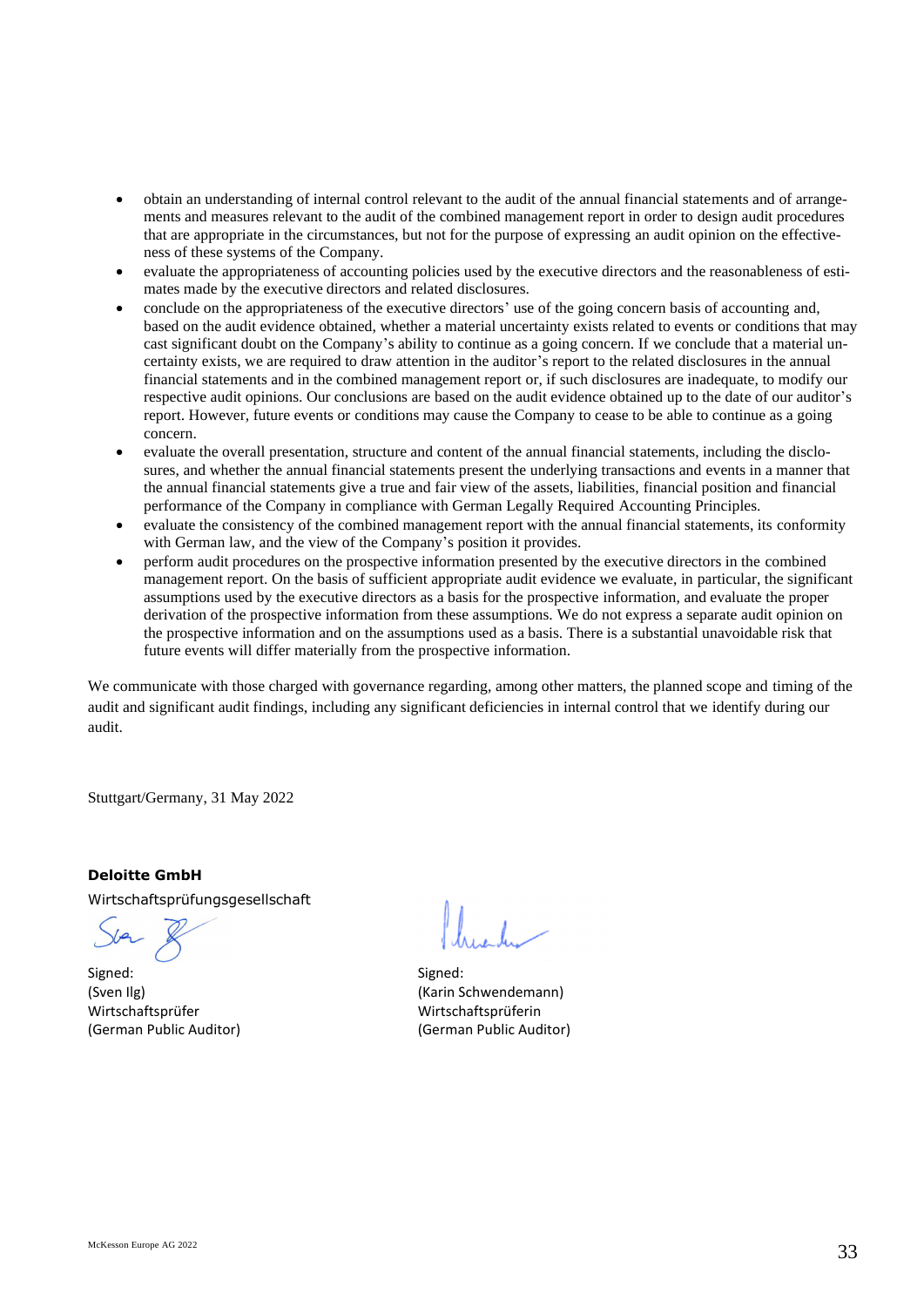- obtain an understanding of internal control relevant to the audit of the annual financial statements and of arrangements and measures relevant to the audit of the combined management report in order to design audit procedures that are appropriate in the circumstances, but not for the purpose of expressing an audit opinion on the effectiveness of these systems of the Company.
- evaluate the appropriateness of accounting policies used by the executive directors and the reasonableness of estimates made by the executive directors and related disclosures.
- conclude on the appropriateness of the executive directors' use of the going concern basis of accounting and, based on the audit evidence obtained, whether a material uncertainty exists related to events or conditions that may cast significant doubt on the Company's ability to continue as a going concern. If we conclude that a material uncertainty exists, we are required to draw attention in the auditor's report to the related disclosures in the annual financial statements and in the combined management report or, if such disclosures are inadequate, to modify our respective audit opinions. Our conclusions are based on the audit evidence obtained up to the date of our auditor's report. However, future events or conditions may cause the Company to cease to be able to continue as a going concern.
- evaluate the overall presentation, structure and content of the annual financial statements, including the disclosures, and whether the annual financial statements present the underlying transactions and events in a manner that the annual financial statements give a true and fair view of the assets, liabilities, financial position and financial performance of the Company in compliance with German Legally Required Accounting Principles.
- evaluate the consistency of the combined management report with the annual financial statements, its conformity with German law, and the view of the Company's position it provides.
- perform audit procedures on the prospective information presented by the executive directors in the combined management report. On the basis of sufficient appropriate audit evidence we evaluate, in particular, the significant assumptions used by the executive directors as a basis for the prospective information, and evaluate the proper derivation of the prospective information from these assumptions. We do not express a separate audit opinion on the prospective information and on the assumptions used as a basis. There is a substantial unavoidable risk that future events will differ materially from the prospective information.

We communicate with those charged with governance regarding, among other matters, the planned scope and timing of the audit and significant audit findings, including any significant deficiencies in internal control that we identify during our audit.

Stuttgart/Germany, 31 May 2022

**Deloitte GmbH**

Wirtschaftsprüfungsgesellschaft

Signed:
(Sven Ilg)
Wirtschaftsprüfer
(German Public Auditor)

Signed:
(Karin Schwendemann)
Wirtschaftsprüferin
(German Public Auditor)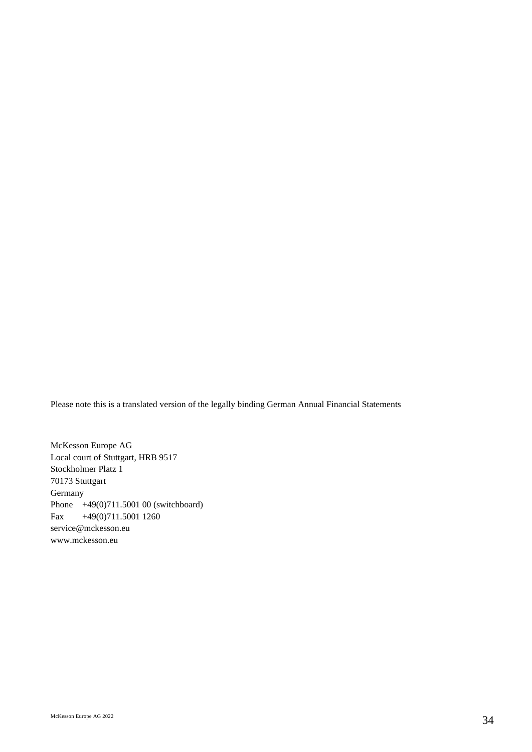Please note this is a translated version of the legally binding German Annual Financial Statements

McKesson Europe AG
Local court of Stuttgart, HRB 9517
Stockholmer Platz 1
70173 Stuttgart
Germany
Phone +49(0)711.5001 00 (switchboard)
Fax +49(0)711.5001 1260
service@mckesson.eu
www.mckesson.eu